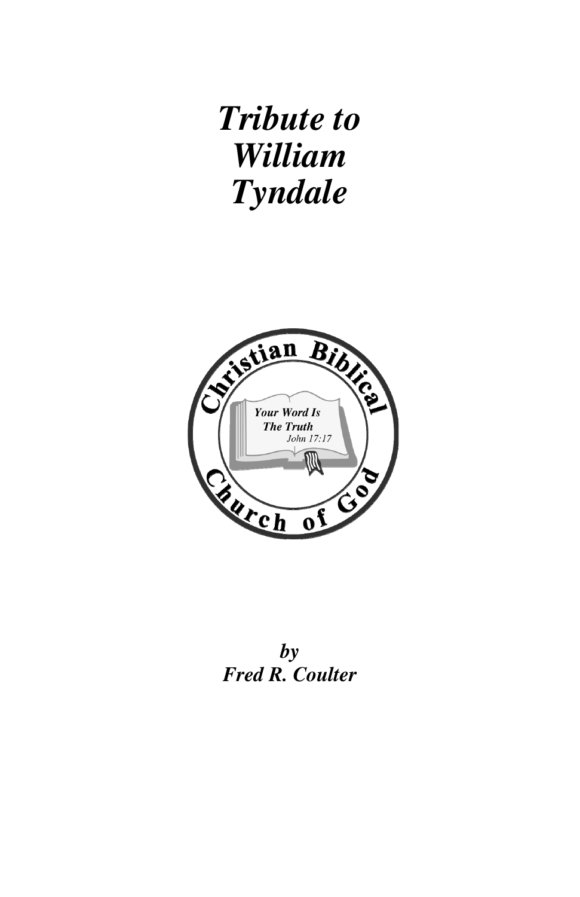# *Tribute to William Tyndale*

Christian Biblical Church of God

*Your Word Is The Truth*
*John 17:17*

***by***
***Fred R. Coulter***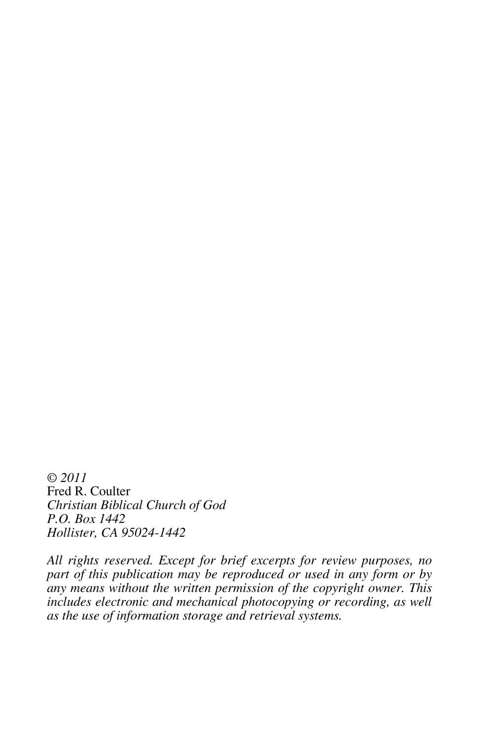*© 2011*  
Fred R. Coulter  
*Christian Biblical Church of God*  
*P.O. Box 1442*  
*Hollister, CA 95024-1442*

*All rights reserved. Except for brief excerpts for review purposes, no part of this publication may be reproduced or used in any form or by any means without the written permission of the copyright owner. This includes electronic and mechanical photocopying or recording, as well as the use of information storage and retrieval systems.*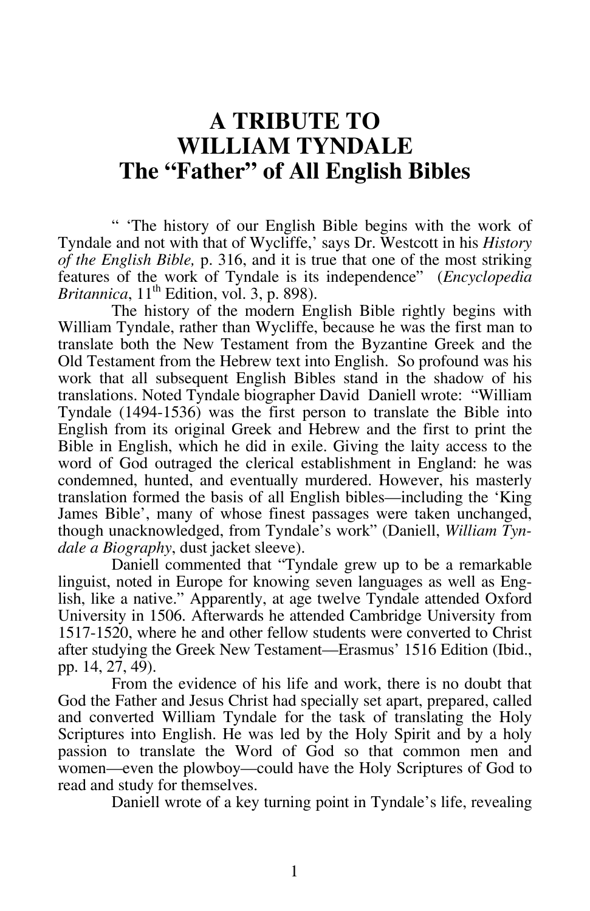# A TRIBUTE TO WILLIAM TYNDALE The "Father" of All English Bibles

" 'The history of our English Bible begins with the work of Tyndale and not with that of Wycliffe,' says Dr. Westcott in his *History of the English Bible,* p. 316, and it is true that one of the most striking features of the work of Tyndale is its independence" (*Encyclopedia Britannica*, 11th Edition, vol. 3, p. 898).

The history of the modern English Bible rightly begins with William Tyndale, rather than Wycliffe, because he was the first man to translate both the New Testament from the Byzantine Greek and the Old Testament from the Hebrew text into English. So profound was his work that all subsequent English Bibles stand in the shadow of his translations. Noted Tyndale biographer David Daniell wrote: "William Tyndale (1494-1536) was the first person to translate the Bible into English from its original Greek and Hebrew and the first to print the Bible in English, which he did in exile. Giving the laity access to the word of God outraged the clerical establishment in England: he was condemned, hunted, and eventually murdered. However, his masterly translation formed the basis of all English bibles—including the 'King James Bible', many of whose finest passages were taken unchanged, though unacknowledged, from Tyndale's work" (Daniell, *William Tyndale a Biography*, dust jacket sleeve).

Daniell commented that "Tyndale grew up to be a remarkable linguist, noted in Europe for knowing seven languages as well as English, like a native." Apparently, at age twelve Tyndale attended Oxford University in 1506. Afterwards he attended Cambridge University from 1517-1520, where he and other fellow students were converted to Christ after studying the Greek New Testament—Erasmus' 1516 Edition (Ibid., pp. 14, 27, 49).

From the evidence of his life and work, there is no doubt that God the Father and Jesus Christ had specially set apart, prepared, called and converted William Tyndale for the task of translating the Holy Scriptures into English. He was led by the Holy Spirit and by a holy passion to translate the Word of God so that common men and women—even the plowboy—could have the Holy Scriptures of God to read and study for themselves.

Daniell wrote of a key turning point in Tyndale's life, revealing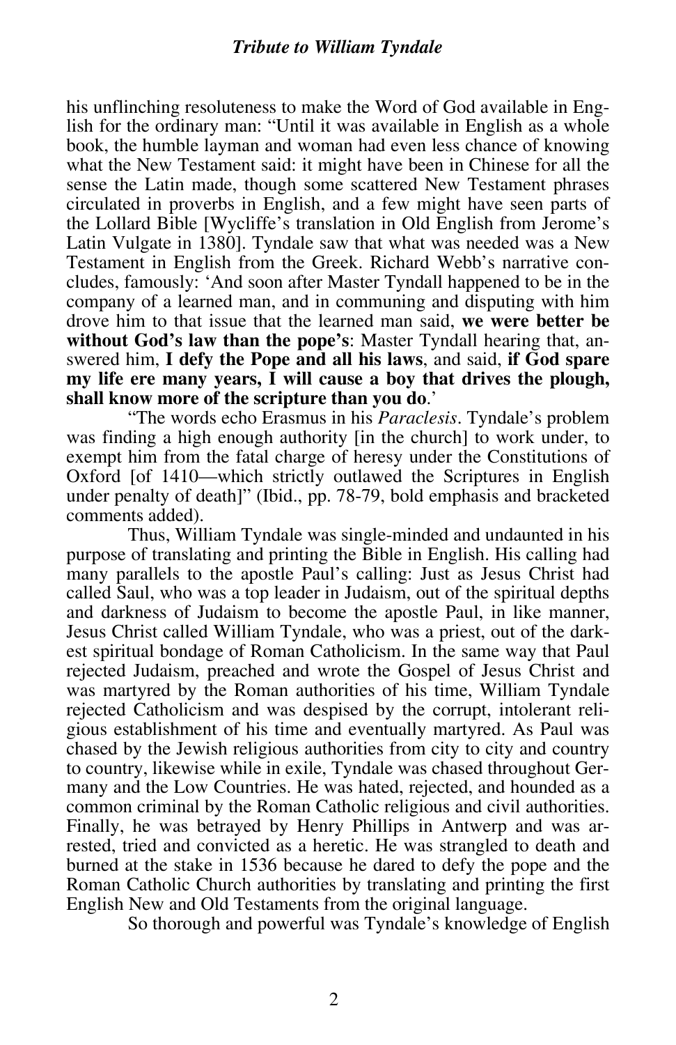his unflinching resoluteness to make the Word of God available in English for the ordinary man: "Until it was available in English as a whole book, the humble layman and woman had even less chance of knowing what the New Testament said: it might have been in Chinese for all the sense the Latin made, though some scattered New Testament phrases circulated in proverbs in English, and a few might have seen parts of the Lollard Bible [Wycliffe's translation in Old English from Jerome's Latin Vulgate in 1380]. Tyndale saw that what was needed was a New Testament in English from the Greek. Richard Webb's narrative concludes, famously: 'And soon after Master Tyndall happened to be in the company of a learned man, and in communing and disputing with him drove him to that issue that the learned man said, **we were better be without God's law than the pope's**: Master Tyndall hearing that, answered him, **I defy the Pope and all his laws**, and said, **if God spare my life ere many years, I will cause a boy that drives the plough, shall know more of the scripture than you do**.'

"The words echo Erasmus in his *Paraclesis*. Tyndale's problem was finding a high enough authority [in the church] to work under, to exempt him from the fatal charge of heresy under the Constitutions of Oxford [of 1410—which strictly outlawed the Scriptures in English under penalty of death]" (Ibid., pp. 78-79, bold emphasis and bracketed comments added).

Thus, William Tyndale was single-minded and undaunted in his purpose of translating and printing the Bible in English. His calling had many parallels to the apostle Paul's calling: Just as Jesus Christ had called Saul, who was a top leader in Judaism, out of the spiritual depths and darkness of Judaism to become the apostle Paul, in like manner, Jesus Christ called William Tyndale, who was a priest, out of the darkest spiritual bondage of Roman Catholicism. In the same way that Paul rejected Judaism, preached and wrote the Gospel of Jesus Christ and was martyred by the Roman authorities of his time, William Tyndale rejected Catholicism and was despised by the corrupt, intolerant religious establishment of his time and eventually martyred. As Paul was chased by the Jewish religious authorities from city to city and country to country, likewise while in exile, Tyndale was chased throughout Germany and the Low Countries. He was hated, rejected, and hounded as a common criminal by the Roman Catholic religious and civil authorities. Finally, he was betrayed by Henry Phillips in Antwerp and was arrested, tried and convicted as a heretic. He was strangled to death and burned at the stake in 1536 because he dared to defy the pope and the Roman Catholic Church authorities by translating and printing the first English New and Old Testaments from the original language.

So thorough and powerful was Tyndale's knowledge of English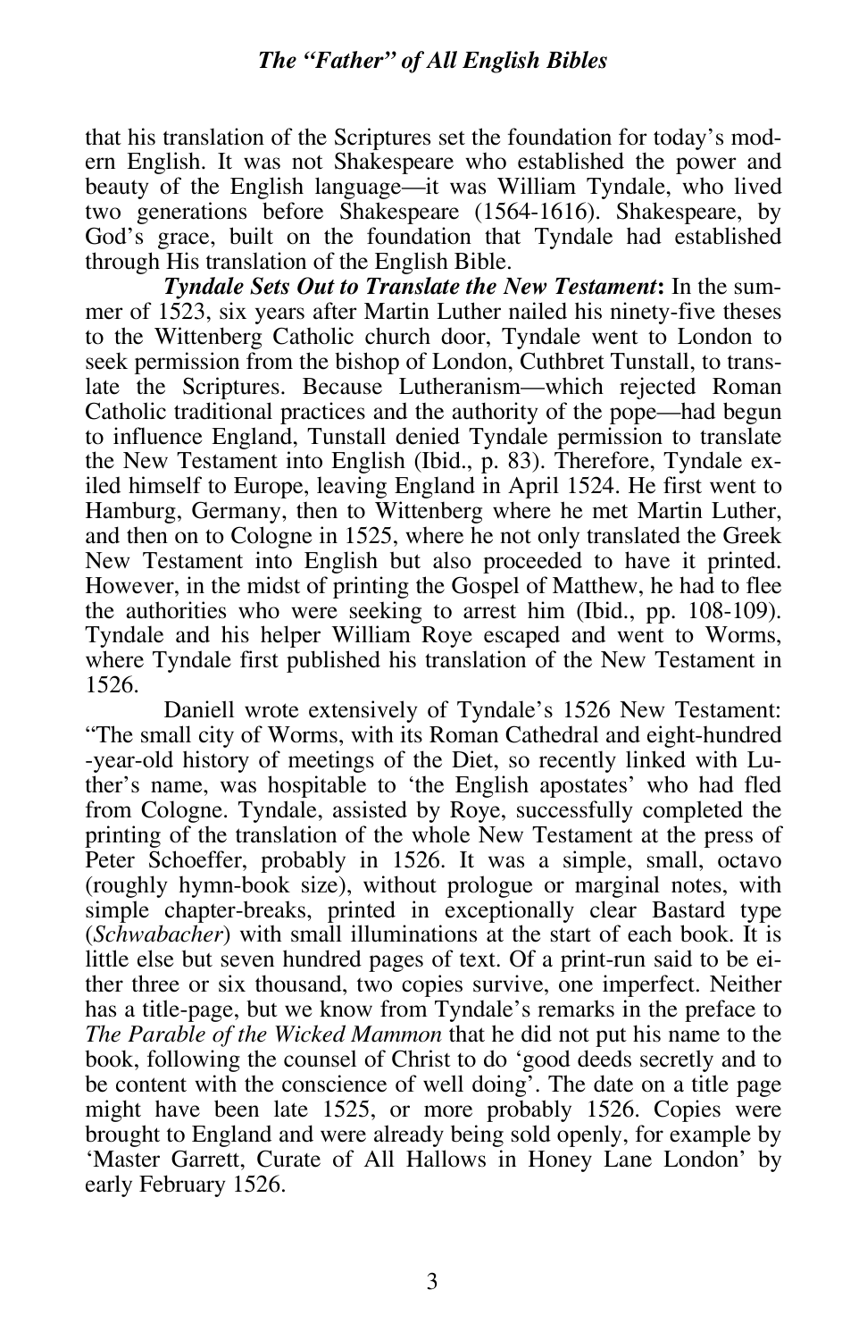that his translation of the Scriptures set the foundation for today's modern English. It was not Shakespeare who established the power and beauty of the English language—it was William Tyndale, who lived two generations before Shakespeare (1564-1616). Shakespeare, by God's grace, built on the foundation that Tyndale had established through His translation of the English Bible.

***Tyndale Sets Out to Translate the New Testament*:** In the summer of 1523, six years after Martin Luther nailed his ninety-five theses to the Wittenberg Catholic church door, Tyndale went to London to seek permission from the bishop of London, Cuthbret Tunstall, to translate the Scriptures. Because Lutheranism—which rejected Roman Catholic traditional practices and the authority of the pope—had begun to influence England, Tunstall denied Tyndale permission to translate the New Testament into English (Ibid., p. 83). Therefore, Tyndale exiled himself to Europe, leaving England in April 1524. He first went to Hamburg, Germany, then to Wittenberg where he met Martin Luther, and then on to Cologne in 1525, where he not only translated the Greek New Testament into English but also proceeded to have it printed. However, in the midst of printing the Gospel of Matthew, he had to flee the authorities who were seeking to arrest him (Ibid., pp. 108-109). Tyndale and his helper William Roye escaped and went to Worms, where Tyndale first published his translation of the New Testament in 1526.

Daniell wrote extensively of Tyndale's 1526 New Testament: "The small city of Worms, with its Roman Cathedral and eight-hundred-year-old history of meetings of the Diet, so recently linked with Luther's name, was hospitable to 'the English apostates' who had fled from Cologne. Tyndale, assisted by Roye, successfully completed the printing of the translation of the whole New Testament at the press of Peter Schoeffer, probably in 1526. It was a simple, small, octavo (roughly hymn-book size), without prologue or marginal notes, with simple chapter-breaks, printed in exceptionally clear Bastard type (*Schwabacher*) with small illuminations at the start of each book. It is little else but seven hundred pages of text. Of a print-run said to be either three or six thousand, two copies survive, one imperfect. Neither has a title-page, but we know from Tyndale's remarks in the preface to *The Parable of the Wicked Mammon* that he did not put his name to the book, following the counsel of Christ to do 'good deeds secretly and to be content with the conscience of well doing'. The date on a title page might have been late 1525, or more probably 1526. Copies were brought to England and were already being sold openly, for example by 'Master Garrett, Curate of All Hallows in Honey Lane London' by early February 1526.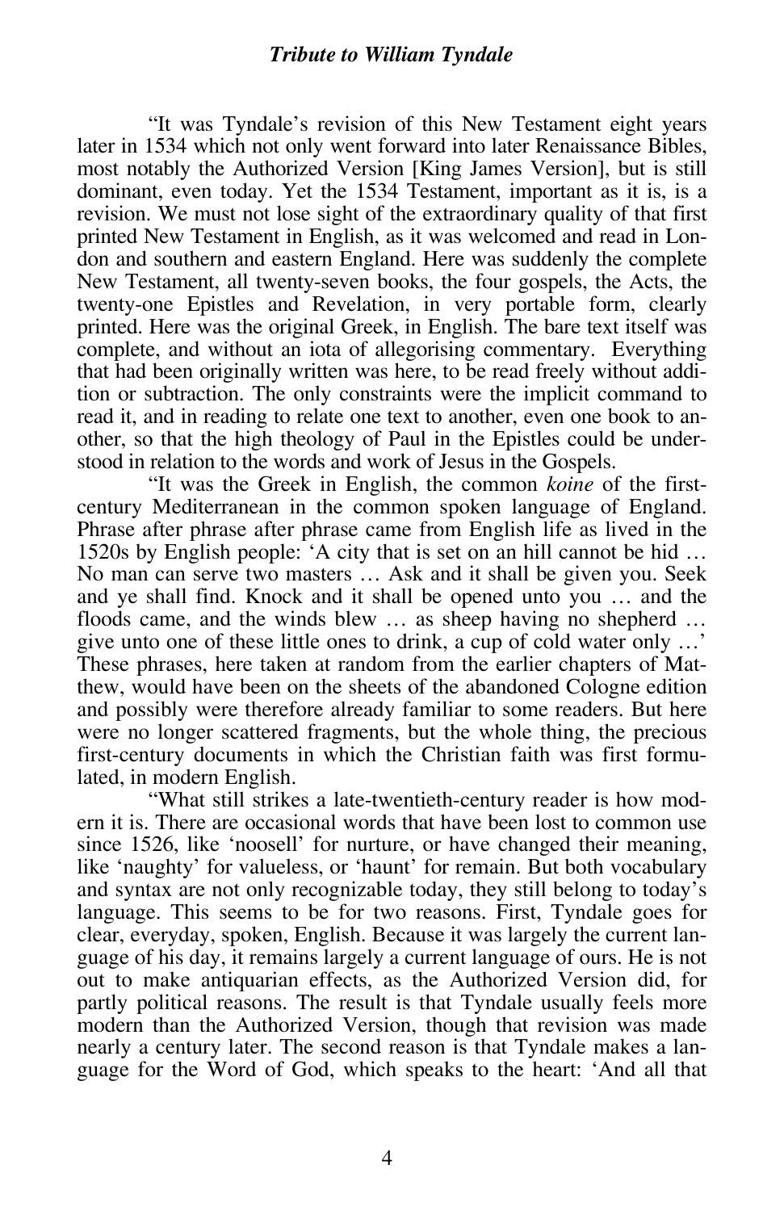"It was Tyndale's revision of this New Testament eight years later in 1534 which not only went forward into later Renaissance Bibles, most notably the Authorized Version [King James Version], but is still dominant, even today. Yet the 1534 Testament, important as it is, is a revision. We must not lose sight of the extraordinary quality of that first printed New Testament in English, as it was welcomed and read in London and southern and eastern England. Here was suddenly the complete New Testament, all twenty-seven books, the four gospels, the Acts, the twenty-one Epistles and Revelation, in very portable form, clearly printed. Here was the original Greek, in English. The bare text itself was complete, and without an iota of allegorising commentary. Everything that had been originally written was here, to be read freely without addition or subtraction. The only constraints were the implicit command to read it, and in reading to relate one text to another, even one book to another, so that the high theology of Paul in the Epistles could be understood in relation to the words and work of Jesus in the Gospels.

"It was the Greek in English, the common *koine* of the first-century Mediterranean in the common spoken language of England. Phrase after phrase after phrase came from English life as lived in the 1520s by English people: 'A city that is set on an hill cannot be hid … No man can serve two masters … Ask and it shall be given you. Seek and ye shall find. Knock and it shall be opened unto you … and the floods came, and the winds blew … as sheep having no shepherd … give unto one of these little ones to drink, a cup of cold water only …' These phrases, here taken at random from the earlier chapters of Matthew, would have been on the sheets of the abandoned Cologne edition and possibly were therefore already familiar to some readers. But here were no longer scattered fragments, but the whole thing, the precious first-century documents in which the Christian faith was first formulated, in modern English.

"What still strikes a late-twentieth-century reader is how modern it is. There are occasional words that have been lost to common use since 1526, like 'noosell' for nurture, or have changed their meaning, like 'naughty' for valueless, or 'haunt' for remain. But both vocabulary and syntax are not only recognizable today, they still belong to today's language. This seems to be for two reasons. First, Tyndale goes for clear, everyday, spoken, English. Because it was largely the current language of his day, it remains largely a current language of ours. He is not out to make antiquarian effects, as the Authorized Version did, for partly political reasons. The result is that Tyndale usually feels more modern than the Authorized Version, though that revision was made nearly a century later. The second reason is that Tyndale makes a language for the Word of God, which speaks to the heart: 'And all that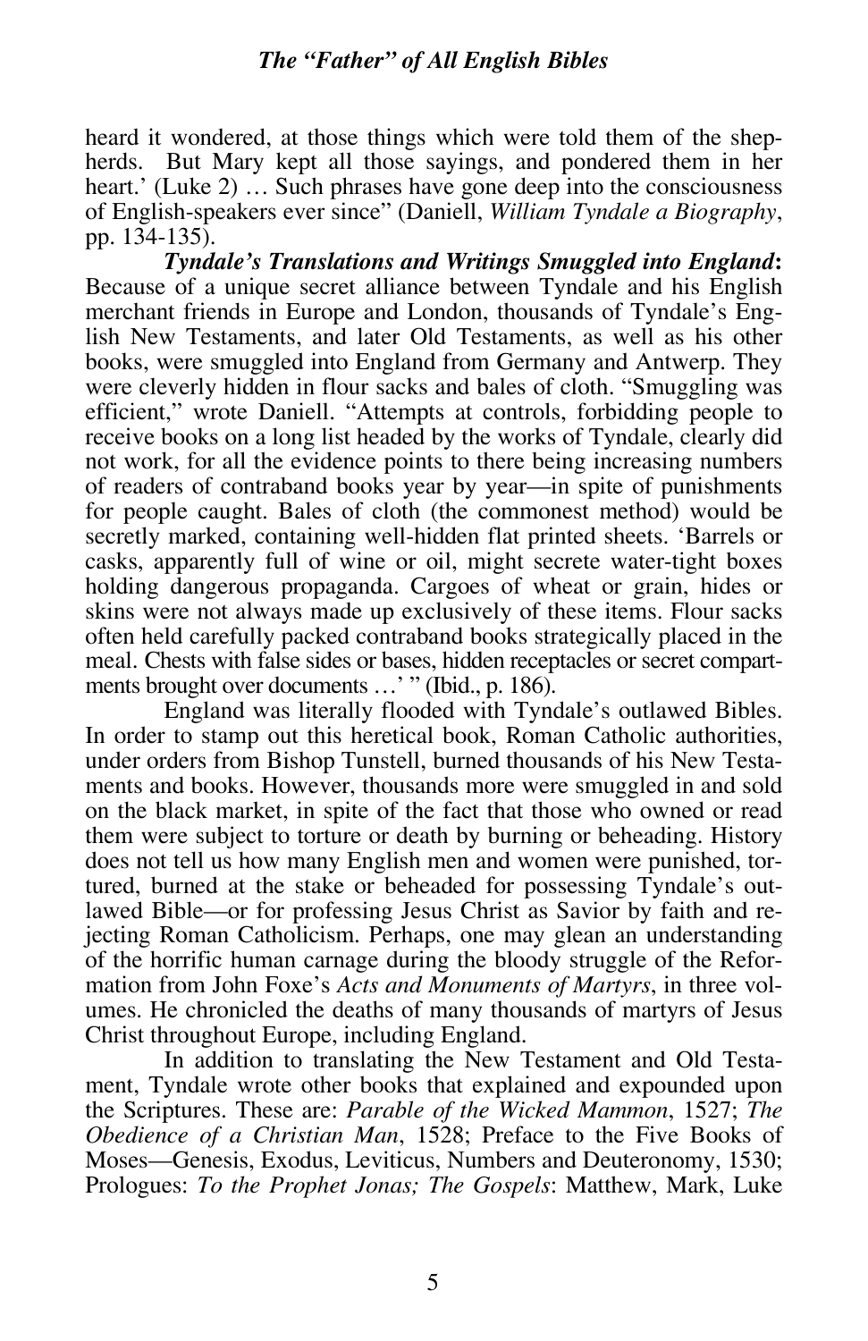heard it wondered, at those things which were told them of the shepherds. But Mary kept all those sayings, and pondered them in her heart.' (Luke 2) … Such phrases have gone deep into the consciousness of English-speakers ever since" (Daniell, *William Tyndale a Biography*, pp. 134-135).

***Tyndale's Translations and Writings Smuggled into England*:** Because of a unique secret alliance between Tyndale and his English merchant friends in Europe and London, thousands of Tyndale's English New Testaments, and later Old Testaments, as well as his other books, were smuggled into England from Germany and Antwerp. They were cleverly hidden in flour sacks and bales of cloth. "Smuggling was efficient," wrote Daniell. "Attempts at controls, forbidding people to receive books on a long list headed by the works of Tyndale, clearly did not work, for all the evidence points to there being increasing numbers of readers of contraband books year by year—in spite of punishments for people caught. Bales of cloth (the commonest method) would be secretly marked, containing well-hidden flat printed sheets. 'Barrels or casks, apparently full of wine or oil, might secrete water-tight boxes holding dangerous propaganda. Cargoes of wheat or grain, hides or skins were not always made up exclusively of these items. Flour sacks often held carefully packed contraband books strategically placed in the meal. Chests with false sides or bases, hidden receptacles or secret compartments brought over documents …' " (Ibid., p. 186).

England was literally flooded with Tyndale's outlawed Bibles. In order to stamp out this heretical book, Roman Catholic authorities, under orders from Bishop Tunstell, burned thousands of his New Testaments and books. However, thousands more were smuggled in and sold on the black market, in spite of the fact that those who owned or read them were subject to torture or death by burning or beheading. History does not tell us how many English men and women were punished, tortured, burned at the stake or beheaded for possessing Tyndale's outlawed Bible—or for professing Jesus Christ as Savior by faith and rejecting Roman Catholicism. Perhaps, one may glean an understanding of the horrific human carnage during the bloody struggle of the Reformation from John Foxe's *Acts and Monuments of Martyrs*, in three volumes. He chronicled the deaths of many thousands of martyrs of Jesus Christ throughout Europe, including England.

In addition to translating the New Testament and Old Testament, Tyndale wrote other books that explained and expounded upon the Scriptures. These are: *Parable of the Wicked Mammon*, 1527; *The Obedience of a Christian Man*, 1528; Preface to the Five Books of Moses—Genesis, Exodus, Leviticus, Numbers and Deuteronomy, 1530; Prologues: *To the Prophet Jonas; The Gospels*: Matthew, Mark, Luke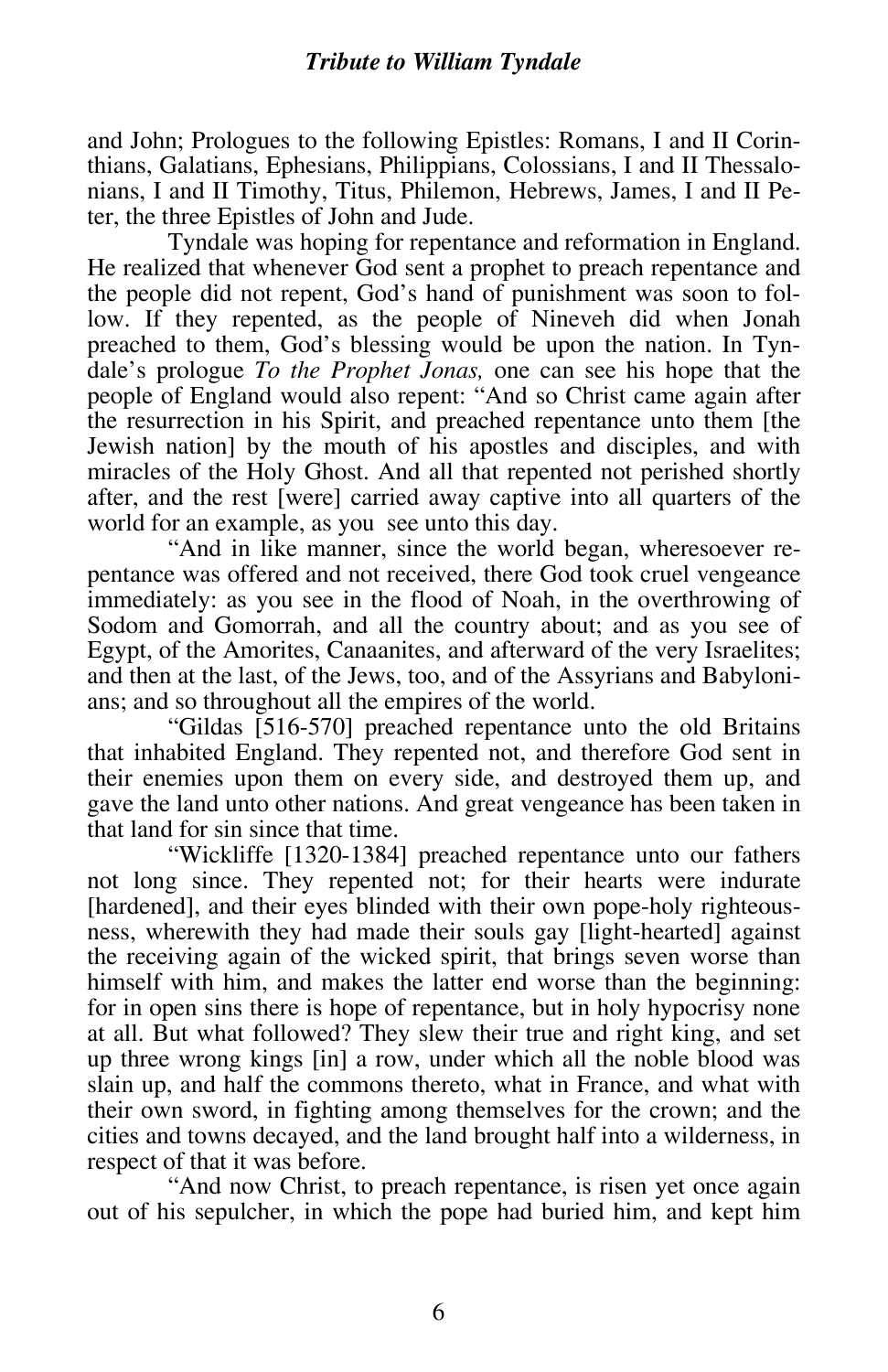and John; Prologues to the following Epistles: Romans, I and II Corinthians, Galatians, Ephesians, Philippians, Colossians, I and II Thessalonians, I and II Timothy, Titus, Philemon, Hebrews, James, I and II Peter, the three Epistles of John and Jude.

Tyndale was hoping for repentance and reformation in England. He realized that whenever God sent a prophet to preach repentance and the people did not repent, God's hand of punishment was soon to follow. If they repented, as the people of Nineveh did when Jonah preached to them, God's blessing would be upon the nation. In Tyndale's prologue *To the Prophet Jonas,* one can see his hope that the people of England would also repent: "And so Christ came again after the resurrection in his Spirit, and preached repentance unto them [the Jewish nation] by the mouth of his apostles and disciples, and with miracles of the Holy Ghost. And all that repented not perished shortly after, and the rest [were] carried away captive into all quarters of the world for an example, as you see unto this day.

"And in like manner, since the world began, wheresoever repentance was offered and not received, there God took cruel vengeance immediately: as you see in the flood of Noah, in the overthrowing of Sodom and Gomorrah, and all the country about; and as you see of Egypt, of the Amorites, Canaanites, and afterward of the very Israelites; and then at the last, of the Jews, too, and of the Assyrians and Babylonians; and so throughout all the empires of the world.

"Gildas [516-570] preached repentance unto the old Britains that inhabited England. They repented not, and therefore God sent in their enemies upon them on every side, and destroyed them up, and gave the land unto other nations. And great vengeance has been taken in that land for sin since that time.

"Wickliffe [1320-1384] preached repentance unto our fathers not long since. They repented not; for their hearts were indurate [hardened], and their eyes blinded with their own pope-holy righteousness, wherewith they had made their souls gay [light-hearted] against the receiving again of the wicked spirit, that brings seven worse than himself with him, and makes the latter end worse than the beginning: for in open sins there is hope of repentance, but in holy hypocrisy none at all. But what followed? They slew their true and right king, and set up three wrong kings [in] a row, under which all the noble blood was slain up, and half the commons thereto, what in France, and what with their own sword, in fighting among themselves for the crown; and the cities and towns decayed, and the land brought half into a wilderness, in respect of that it was before.

"And now Christ, to preach repentance, is risen yet once again out of his sepulcher, in which the pope had buried him, and kept him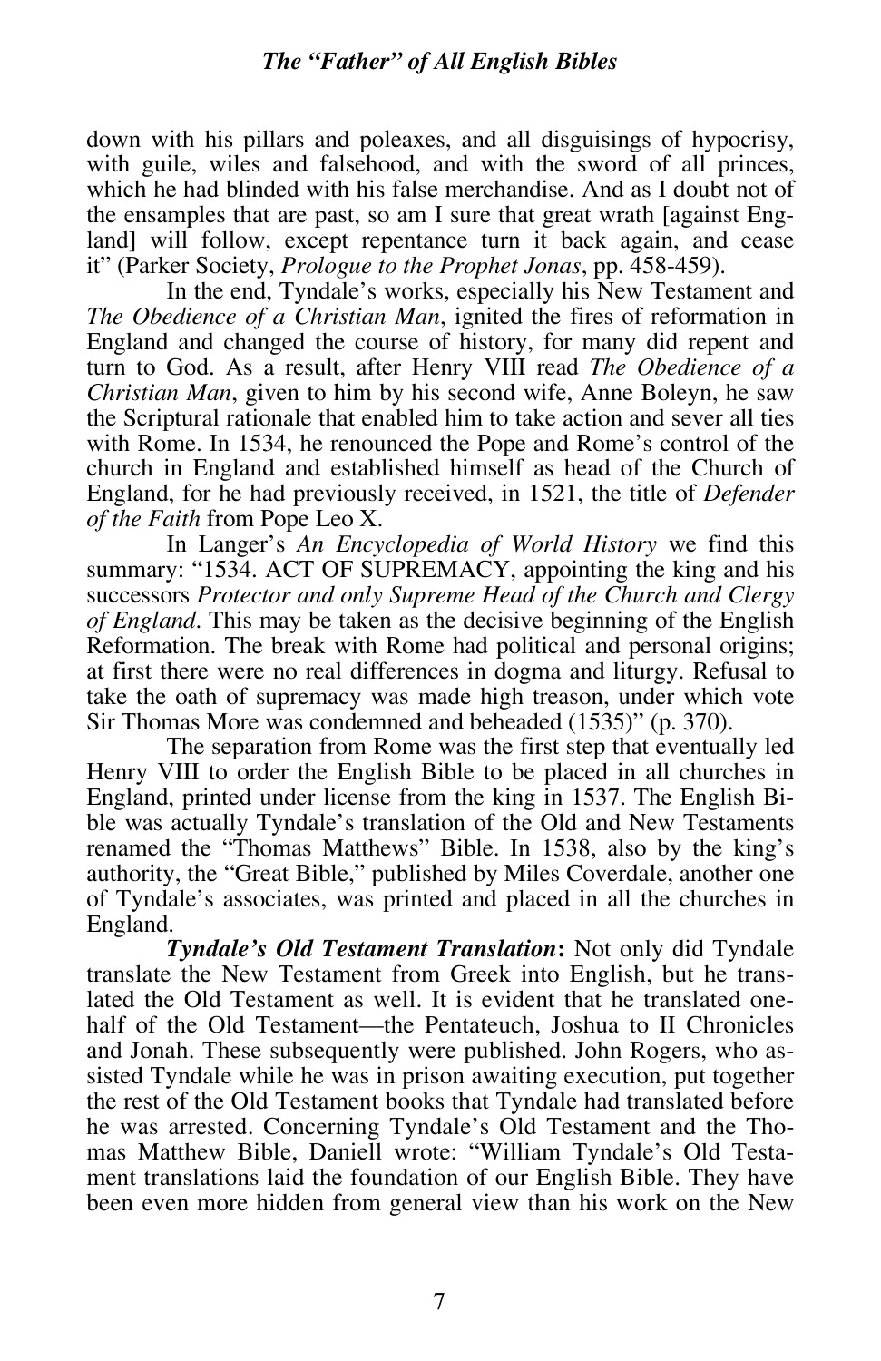down with his pillars and poleaxes, and all disguisings of hypocrisy, with guile, wiles and falsehood, and with the sword of all princes, which he had blinded with his false merchandise. And as I doubt not of the ensamples that are past, so am I sure that great wrath [against England] will follow, except repentance turn it back again, and cease it" (Parker Society, *Prologue to the Prophet Jonas*, pp. 458-459).

In the end, Tyndale's works, especially his New Testament and *The Obedience of a Christian Man*, ignited the fires of reformation in England and changed the course of history, for many did repent and turn to God. As a result, after Henry VIII read *The Obedience of a Christian Man*, given to him by his second wife, Anne Boleyn, he saw the Scriptural rationale that enabled him to take action and sever all ties with Rome. In 1534, he renounced the Pope and Rome's control of the church in England and established himself as head of the Church of England, for he had previously received, in 1521, the title of *Defender of the Faith* from Pope Leo X.

In Langer's *An Encyclopedia of World History* we find this summary: "1534. ACT OF SUPREMACY, appointing the king and his successors *Protector and only Supreme Head of the Church and Clergy of England*. This may be taken as the decisive beginning of the English Reformation. The break with Rome had political and personal origins; at first there were no real differences in dogma and liturgy. Refusal to take the oath of supremacy was made high treason, under which vote Sir Thomas More was condemned and beheaded (1535)" (p. 370).

The separation from Rome was the first step that eventually led Henry VIII to order the English Bible to be placed in all churches in England, printed under license from the king in 1537. The English Bible was actually Tyndale's translation of the Old and New Testaments renamed the "Thomas Matthews" Bible. In 1538, also by the king's authority, the "Great Bible," published by Miles Coverdale, another one of Tyndale's associates, was printed and placed in all the churches in England.

***Tyndale's Old Testament Translation*:** Not only did Tyndale translate the New Testament from Greek into English, but he translated the Old Testament as well. It is evident that he translated one-half of the Old Testament—the Pentateuch, Joshua to II Chronicles and Jonah. These subsequently were published. John Rogers, who assisted Tyndale while he was in prison awaiting execution, put together the rest of the Old Testament books that Tyndale had translated before he was arrested. Concerning Tyndale's Old Testament and the Thomas Matthew Bible, Daniell wrote: "William Tyndale's Old Testament translations laid the foundation of our English Bible. They have been even more hidden from general view than his work on the New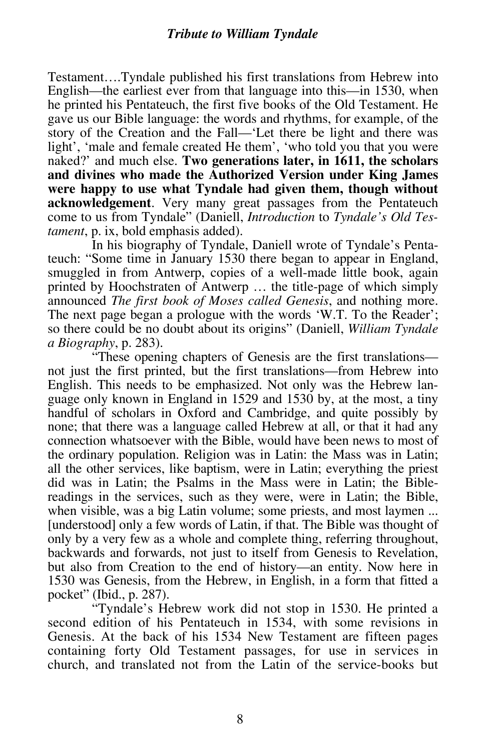Testament….Tyndale published his first translations from Hebrew into English—the earliest ever from that language into this—in 1530, when he printed his Pentateuch, the first five books of the Old Testament. He gave us our Bible language: the words and rhythms, for example, of the story of the Creation and the Fall—'Let there be light and there was light', 'male and female created He them', 'who told you that you were naked?' and much else. **Two generations later, in 1611, the scholars and divines who made the Authorized Version under King James were happy to use what Tyndale had given them, though without acknowledgement**. Very many great passages from the Pentateuch come to us from Tyndale" (Daniell, *Introduction* to *Tyndale's Old Testament*, p. ix, bold emphasis added).

In his biography of Tyndale, Daniell wrote of Tyndale's Pentateuch: "Some time in January 1530 there began to appear in England, smuggled in from Antwerp, copies of a well-made little book, again printed by Hoochstraten of Antwerp … the title-page of which simply announced *The first book of Moses called Genesis*, and nothing more. The next page began a prologue with the words 'W.T. To the Reader'; so there could be no doubt about its origins" (Daniell, *William Tyndale a Biography*, p. 283).

"These opening chapters of Genesis are the first translations—not just the first printed, but the first translations—from Hebrew into English. This needs to be emphasized. Not only was the Hebrew language only known in England in 1529 and 1530 by, at the most, a tiny handful of scholars in Oxford and Cambridge, and quite possibly by none; that there was a language called Hebrew at all, or that it had any connection whatsoever with the Bible, would have been news to most of the ordinary population. Religion was in Latin: the Mass was in Latin; all the other services, like baptism, were in Latin; everything the priest did was in Latin; the Psalms in the Mass were in Latin; the Bible-readings in the services, such as they were, were in Latin; the Bible, when visible, was a big Latin volume; some priests, and most laymen ... [understood] only a few words of Latin, if that. The Bible was thought of only by a very few as a whole and complete thing, referring throughout, backwards and forwards, not just to itself from Genesis to Revelation, but also from Creation to the end of history—an entity. Now here in 1530 was Genesis, from the Hebrew, in English, in a form that fitted a pocket" (Ibid., p. 287).

"Tyndale's Hebrew work did not stop in 1530. He printed a second edition of his Pentateuch in 1534, with some revisions in Genesis. At the back of his 1534 New Testament are fifteen pages containing forty Old Testament passages, for use in services in church, and translated not from the Latin of the service-books but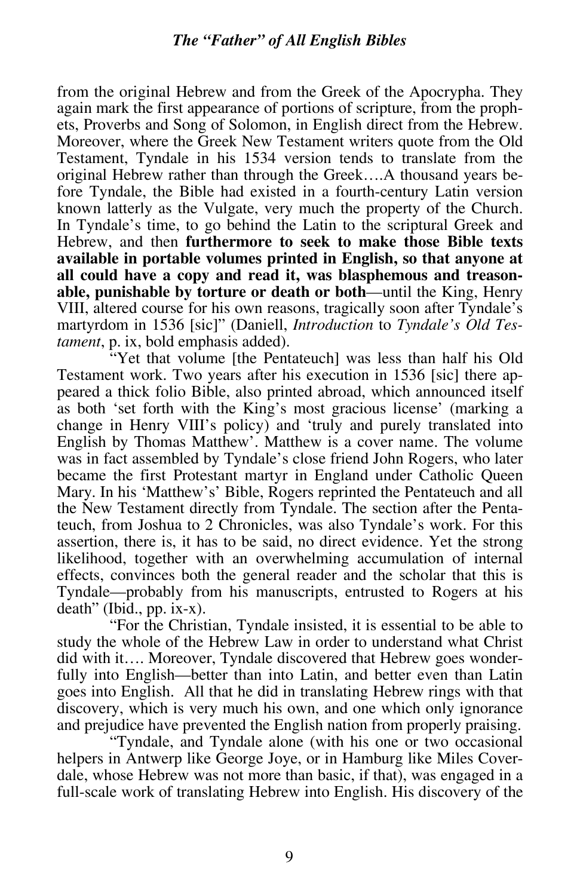from the original Hebrew and from the Greek of the Apocrypha. They again mark the first appearance of portions of scripture, from the prophets, Proverbs and Song of Solomon, in English direct from the Hebrew. Moreover, where the Greek New Testament writers quote from the Old Testament, Tyndale in his 1534 version tends to translate from the original Hebrew rather than through the Greek….A thousand years before Tyndale, the Bible had existed in a fourth-century Latin version known latterly as the Vulgate, very much the property of the Church. In Tyndale's time, to go behind the Latin to the scriptural Greek and Hebrew, and then **furthermore to seek to make those Bible texts available in portable volumes printed in English, so that anyone at all could have a copy and read it, was blasphemous and treasonable, punishable by torture or death or both**—until the King, Henry VIII, altered course for his own reasons, tragically soon after Tyndale's martyrdom in 1536 [sic]" (Daniell, *Introduction* to *Tyndale's Old Testament*, p. ix, bold emphasis added).

"Yet that volume [the Pentateuch] was less than half his Old Testament work. Two years after his execution in 1536 [sic] there appeared a thick folio Bible, also printed abroad, which announced itself as both 'set forth with the King's most gracious license' (marking a change in Henry VIII's policy) and 'truly and purely translated into English by Thomas Matthew'. Matthew is a cover name. The volume was in fact assembled by Tyndale's close friend John Rogers, who later became the first Protestant martyr in England under Catholic Queen Mary. In his 'Matthew's' Bible, Rogers reprinted the Pentateuch and all the New Testament directly from Tyndale. The section after the Pentateuch, from Joshua to 2 Chronicles, was also Tyndale's work. For this assertion, there is, it has to be said, no direct evidence. Yet the strong likelihood, together with an overwhelming accumulation of internal effects, convinces both the general reader and the scholar that this is Tyndale—probably from his manuscripts, entrusted to Rogers at his death" (Ibid., pp. ix-x).

"For the Christian, Tyndale insisted, it is essential to be able to study the whole of the Hebrew Law in order to understand what Christ did with it…. Moreover, Tyndale discovered that Hebrew goes wonderfully into English—better than into Latin, and better even than Latin goes into English. All that he did in translating Hebrew rings with that discovery, which is very much his own, and one which only ignorance and prejudice have prevented the English nation from properly praising.

"Tyndale, and Tyndale alone (with his one or two occasional helpers in Antwerp like George Joye, or in Hamburg like Miles Coverdale, whose Hebrew was not more than basic, if that), was engaged in a full-scale work of translating Hebrew into English. His discovery of the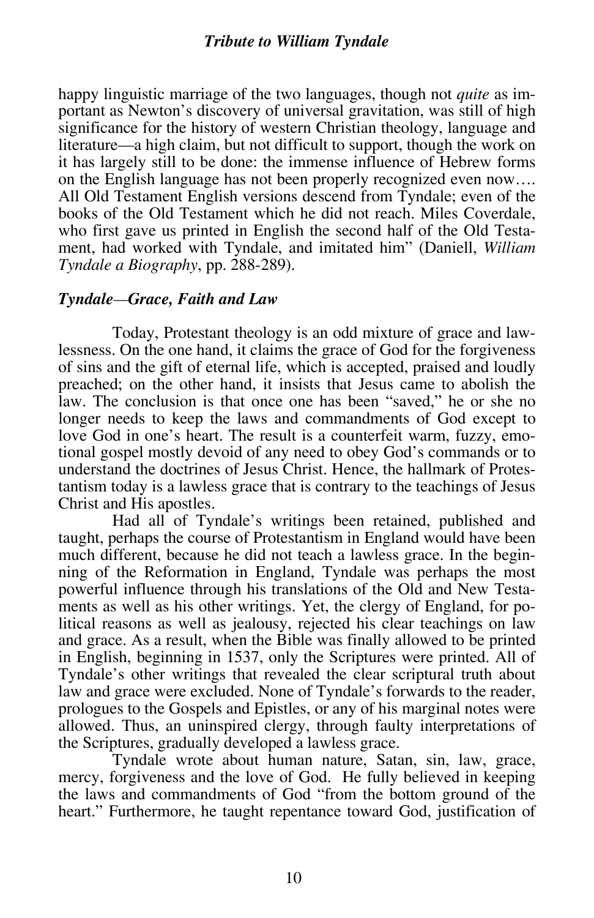happy linguistic marriage of the two languages, though not *quite* as important as Newton's discovery of universal gravitation, was still of high significance for the history of western Christian theology, language and literature—a high claim, but not difficult to support, though the work on it has largely still to be done: the immense influence of Hebrew forms on the English language has not been properly recognized even now…. All Old Testament English versions descend from Tyndale; even of the books of the Old Testament which he did not reach. Miles Coverdale, who first gave us printed in English the second half of the Old Testament, had worked with Tyndale, and imitated him" (Daniell, *William Tyndale a Biography*, pp. 288-289).

### *Tyndale—Grace, Faith and Law*

Today, Protestant theology is an odd mixture of grace and lawlessness. On the one hand, it claims the grace of God for the forgiveness of sins and the gift of eternal life, which is accepted, praised and loudly preached; on the other hand, it insists that Jesus came to abolish the law. The conclusion is that once one has been "saved," he or she no longer needs to keep the laws and commandments of God except to love God in one's heart. The result is a counterfeit warm, fuzzy, emotional gospel mostly devoid of any need to obey God's commands or to understand the doctrines of Jesus Christ. Hence, the hallmark of Protestantism today is a lawless grace that is contrary to the teachings of Jesus Christ and His apostles.

Had all of Tyndale's writings been retained, published and taught, perhaps the course of Protestantism in England would have been much different, because he did not teach a lawless grace. In the beginning of the Reformation in England, Tyndale was perhaps the most powerful influence through his translations of the Old and New Testaments as well as his other writings. Yet, the clergy of England, for political reasons as well as jealousy, rejected his clear teachings on law and grace. As a result, when the Bible was finally allowed to be printed in English, beginning in 1537, only the Scriptures were printed. All of Tyndale's other writings that revealed the clear scriptural truth about law and grace were excluded. None of Tyndale's forwards to the reader, prologues to the Gospels and Epistles, or any of his marginal notes were allowed. Thus, an uninspired clergy, through faulty interpretations of the Scriptures, gradually developed a lawless grace.

Tyndale wrote about human nature, Satan, sin, law, grace, mercy, forgiveness and the love of God. He fully believed in keeping the laws and commandments of God "from the bottom ground of the heart." Furthermore, he taught repentance toward God, justification of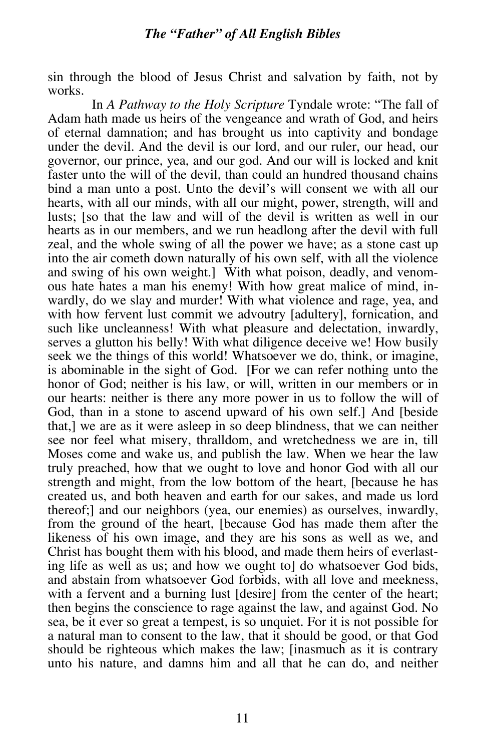sin through the blood of Jesus Christ and salvation by faith, not by works.

In *A Pathway to the Holy Scripture* Tyndale wrote: "The fall of Adam hath made us heirs of the vengeance and wrath of God, and heirs of eternal damnation; and has brought us into captivity and bondage under the devil. And the devil is our lord, and our ruler, our head, our governor, our prince, yea, and our god. And our will is locked and knit faster unto the will of the devil, than could an hundred thousand chains bind a man unto a post. Unto the devil's will consent we with all our hearts, with all our minds, with all our might, power, strength, will and lusts; [so that the law and will of the devil is written as well in our hearts as in our members, and we run headlong after the devil with full zeal, and the whole swing of all the power we have; as a stone cast up into the air cometh down naturally of his own self, with all the violence and swing of his own weight.] With what poison, deadly, and venomous hate hates a man his enemy! With how great malice of mind, inwardly, do we slay and murder! With what violence and rage, yea, and with how fervent lust commit we advoutry [adultery], fornication, and such like uncleanness! With what pleasure and delectation, inwardly, serves a glutton his belly! With what diligence deceive we! How busily seek we the things of this world! Whatsoever we do, think, or imagine, is abominable in the sight of God. [For we can refer nothing unto the honor of God; neither is his law, or will, written in our members or in our hearts: neither is there any more power in us to follow the will of God, than in a stone to ascend upward of his own self.] And [beside that,] we are as it were asleep in so deep blindness, that we can neither see nor feel what misery, thralldom, and wretchedness we are in, till Moses come and wake us, and publish the law. When we hear the law truly preached, how that we ought to love and honor God with all our strength and might, from the low bottom of the heart, [because he has created us, and both heaven and earth for our sakes, and made us lord thereof;] and our neighbors (yea, our enemies) as ourselves, inwardly, from the ground of the heart, [because God has made them after the likeness of his own image, and they are his sons as well as we, and Christ has bought them with his blood, and made them heirs of everlasting life as well as us; and how we ought to] do whatsoever God bids, and abstain from whatsoever God forbids, with all love and meekness, with a fervent and a burning lust [desire] from the center of the heart; then begins the conscience to rage against the law, and against God. No sea, be it ever so great a tempest, is so unquiet. For it is not possible for a natural man to consent to the law, that it should be good, or that God should be righteous which makes the law; [inasmuch as it is contrary unto his nature, and damns him and all that he can do, and neither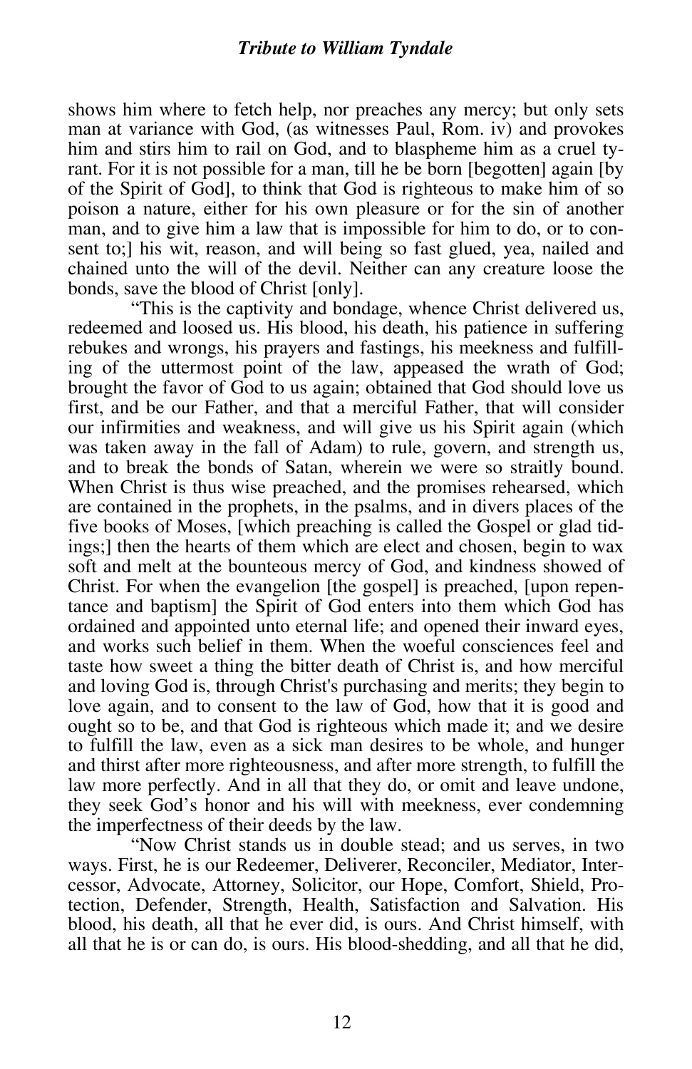shows him where to fetch help, nor preaches any mercy; but only sets man at variance with God, (as witnesses Paul, Rom. iv) and provokes him and stirs him to rail on God, and to blaspheme him as a cruel tyrant. For it is not possible for a man, till he be born [begotten] again [by of the Spirit of God], to think that God is righteous to make him of so poison a nature, either for his own pleasure or for the sin of another man, and to give him a law that is impossible for him to do, or to consent to;] his wit, reason, and will being so fast glued, yea, nailed and chained unto the will of the devil. Neither can any creature loose the bonds, save the blood of Christ [only].

"This is the captivity and bondage, whence Christ delivered us, redeemed and loosed us. His blood, his death, his patience in suffering rebukes and wrongs, his prayers and fastings, his meekness and fulfilling of the uttermost point of the law, appeased the wrath of God; brought the favor of God to us again; obtained that God should love us first, and be our Father, and that a merciful Father, that will consider our infirmities and weakness, and will give us his Spirit again (which was taken away in the fall of Adam) to rule, govern, and strength us, and to break the bonds of Satan, wherein we were so straitly bound. When Christ is thus wise preached, and the promises rehearsed, which are contained in the prophets, in the psalms, and in divers places of the five books of Moses, [which preaching is called the Gospel or glad tidings;] then the hearts of them which are elect and chosen, begin to wax soft and melt at the bounteous mercy of God, and kindness showed of Christ. For when the evangelion [the gospel] is preached, [upon repentance and baptism] the Spirit of God enters into them which God has ordained and appointed unto eternal life; and opened their inward eyes, and works such belief in them. When the woeful consciences feel and taste how sweet a thing the bitter death of Christ is, and how merciful and loving God is, through Christ's purchasing and merits; they begin to love again, and to consent to the law of God, how that it is good and ought so to be, and that God is righteous which made it; and we desire to fulfill the law, even as a sick man desires to be whole, and hunger and thirst after more righteousness, and after more strength, to fulfill the law more perfectly. And in all that they do, or omit and leave undone, they seek God's honor and his will with meekness, ever condemning the imperfectness of their deeds by the law.

"Now Christ stands us in double stead; and us serves, in two ways. First, he is our Redeemer, Deliverer, Reconciler, Mediator, Intercessor, Advocate, Attorney, Solicitor, our Hope, Comfort, Shield, Protection, Defender, Strength, Health, Satisfaction and Salvation. His blood, his death, all that he ever did, is ours. And Christ himself, with all that he is or can do, is ours. His blood-shedding, and all that he did,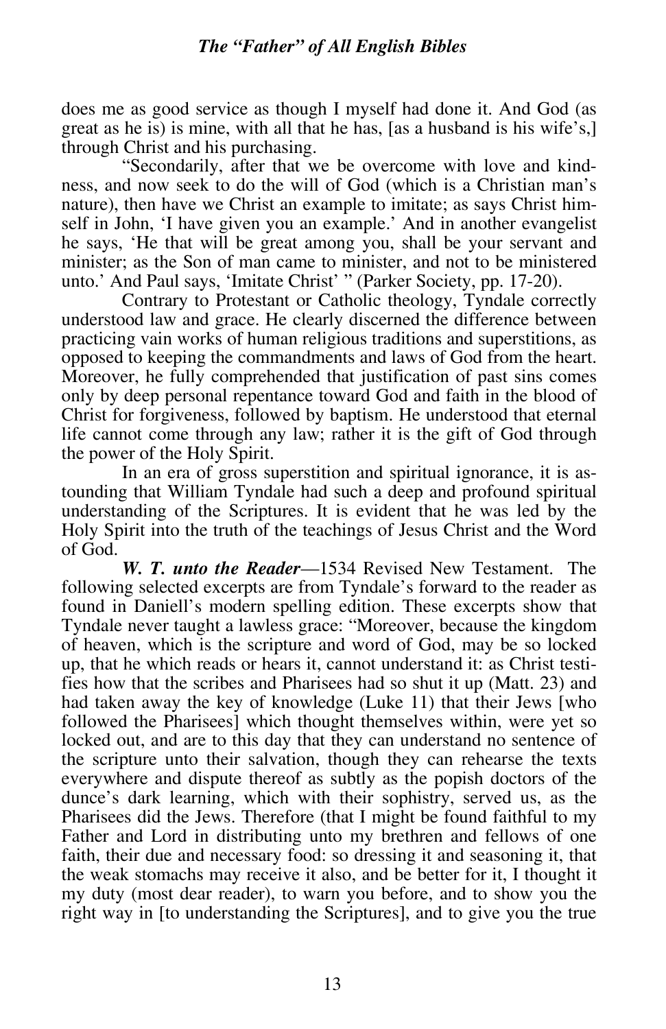does me as good service as though I myself had done it. And God (as great as he is) is mine, with all that he has, [as a husband is his wife's,] through Christ and his purchasing.

"Secondarily, after that we be overcome with love and kindness, and now seek to do the will of God (which is a Christian man's nature), then have we Christ an example to imitate; as says Christ himself in John, 'I have given you an example.' And in another evangelist he says, 'He that will be great among you, shall be your servant and minister; as the Son of man came to minister, and not to be ministered unto.' And Paul says, 'Imitate Christ' " (Parker Society, pp. 17-20).

Contrary to Protestant or Catholic theology, Tyndale correctly understood law and grace. He clearly discerned the difference between practicing vain works of human religious traditions and superstitions, as opposed to keeping the commandments and laws of God from the heart. Moreover, he fully comprehended that justification of past sins comes only by deep personal repentance toward God and faith in the blood of Christ for forgiveness, followed by baptism. He understood that eternal life cannot come through any law; rather it is the gift of God through the power of the Holy Spirit.

In an era of gross superstition and spiritual ignorance, it is astounding that William Tyndale had such a deep and profound spiritual understanding of the Scriptures. It is evident that he was led by the Holy Spirit into the truth of the teachings of Jesus Christ and the Word of God.

***W. T. unto the Reader***—1534 Revised New Testament. The following selected excerpts are from Tyndale's forward to the reader as found in Daniell's modern spelling edition. These excerpts show that Tyndale never taught a lawless grace: "Moreover, because the kingdom of heaven, which is the scripture and word of God, may be so locked up, that he which reads or hears it, cannot understand it: as Christ testifies how that the scribes and Pharisees had so shut it up (Matt. 23) and had taken away the key of knowledge (Luke 11) that their Jews [who followed the Pharisees] which thought themselves within, were yet so locked out, and are to this day that they can understand no sentence of the scripture unto their salvation, though they can rehearse the texts everywhere and dispute thereof as subtly as the popish doctors of the dunce's dark learning, which with their sophistry, served us, as the Pharisees did the Jews. Therefore (that I might be found faithful to my Father and Lord in distributing unto my brethren and fellows of one faith, their due and necessary food: so dressing it and seasoning it, that the weak stomachs may receive it also, and be better for it, I thought it my duty (most dear reader), to warn you before, and to show you the right way in [to understanding the Scriptures], and to give you the true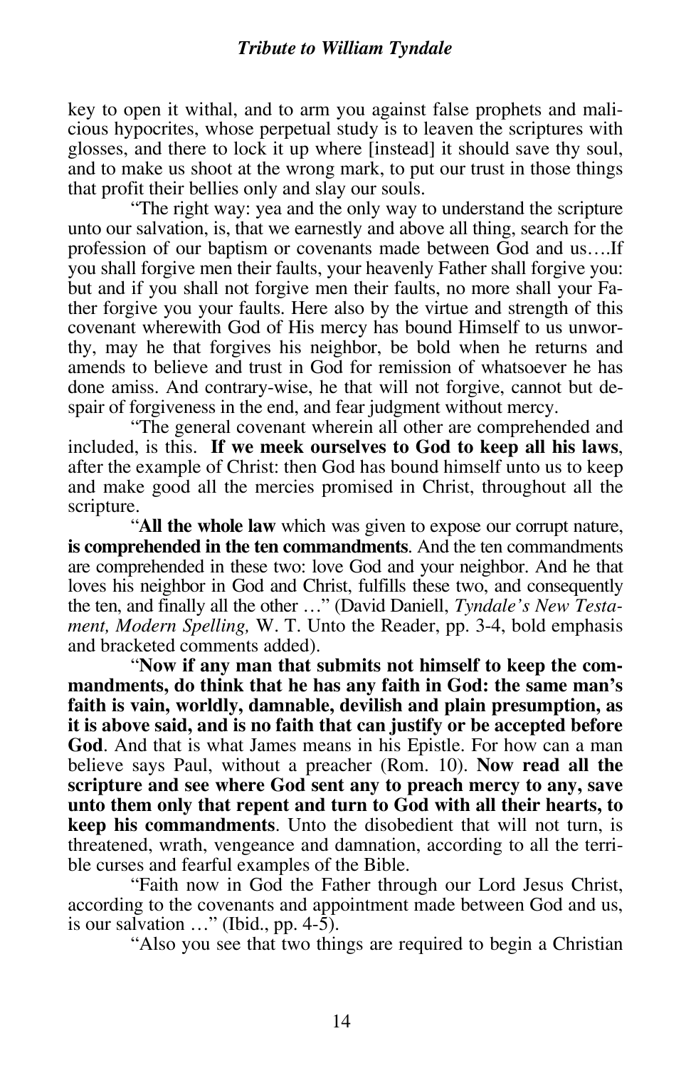key to open it withal, and to arm you against false prophets and malicious hypocrites, whose perpetual study is to leaven the scriptures with glosses, and there to lock it up where [instead] it should save thy soul, and to make us shoot at the wrong mark, to put our trust in those things that profit their bellies only and slay our souls.

"The right way: yea and the only way to understand the scripture unto our salvation, is, that we earnestly and above all thing, search for the profession of our baptism or covenants made between God and us….If you shall forgive men their faults, your heavenly Father shall forgive you: but and if you shall not forgive men their faults, no more shall your Father forgive you your faults. Here also by the virtue and strength of this covenant wherewith God of His mercy has bound Himself to us unworthy, may he that forgives his neighbor, be bold when he returns and amends to believe and trust in God for remission of whatsoever he has done amiss. And contrary-wise, he that will not forgive, cannot but despair of forgiveness in the end, and fear judgment without mercy.

"The general covenant wherein all other are comprehended and included, is this. **If we meek ourselves to God to keep all his laws**, after the example of Christ: then God has bound himself unto us to keep and make good all the mercies promised in Christ, throughout all the scripture.

"**All the whole law** which was given to expose our corrupt nature, **is comprehended in the ten commandments**. And the ten commandments are comprehended in these two: love God and your neighbor. And he that loves his neighbor in God and Christ, fulfills these two, and consequently the ten, and finally all the other …" (David Daniell, *Tyndale's New Testament, Modern Spelling,* W. T. Unto the Reader, pp. 3-4, bold emphasis and bracketed comments added).

"**Now if any man that submits not himself to keep the commandments, do think that he has any faith in God: the same man's faith is vain, worldly, damnable, devilish and plain presumption, as it is above said, and is no faith that can justify or be accepted before God**. And that is what James means in his Epistle. For how can a man believe says Paul, without a preacher (Rom. 10). **Now read all the scripture and see where God sent any to preach mercy to any, save unto them only that repent and turn to God with all their hearts, to keep his commandments**. Unto the disobedient that will not turn, is threatened, wrath, vengeance and damnation, according to all the terrible curses and fearful examples of the Bible.

"Faith now in God the Father through our Lord Jesus Christ, according to the covenants and appointment made between God and us, is our salvation …" (Ibid., pp. 4-5).

"Also you see that two things are required to begin a Christian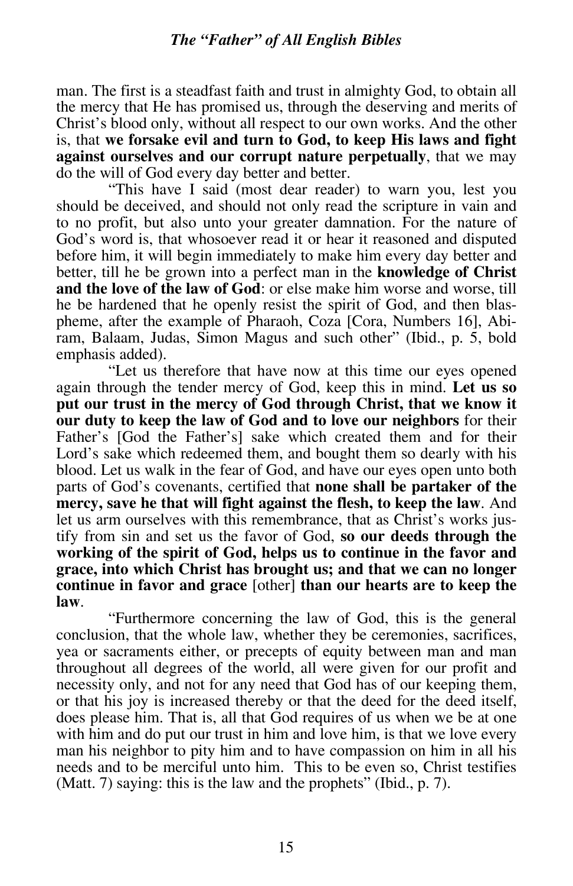man. The first is a steadfast faith and trust in almighty God, to obtain all the mercy that He has promised us, through the deserving and merits of Christ's blood only, without all respect to our own works. And the other is, that **we forsake evil and turn to God, to keep His laws and fight against ourselves and our corrupt nature perpetually**, that we may do the will of God every day better and better.

"This have I said (most dear reader) to warn you, lest you should be deceived, and should not only read the scripture in vain and to no profit, but also unto your greater damnation. For the nature of God's word is, that whosoever read it or hear it reasoned and disputed before him, it will begin immediately to make him every day better and better, till he be grown into a perfect man in the **knowledge of Christ and the love of the law of God**: or else make him worse and worse, till he be hardened that he openly resist the spirit of God, and then blaspheme, after the example of Pharaoh, Coza [Cora, Numbers 16], Abiram, Balaam, Judas, Simon Magus and such other" (Ibid., p. 5, bold emphasis added).

"Let us therefore that have now at this time our eyes opened again through the tender mercy of God, keep this in mind. **Let us so put our trust in the mercy of God through Christ, that we know it our duty to keep the law of God and to love our neighbors** for their Father's [God the Father's] sake which created them and for their Lord's sake which redeemed them, and bought them so dearly with his blood. Let us walk in the fear of God, and have our eyes open unto both parts of God's covenants, certified that **none shall be partaker of the mercy, save he that will fight against the flesh, to keep the law**. And let us arm ourselves with this remembrance, that as Christ's works justify from sin and set us the favor of God, **so our deeds through the working of the spirit of God, helps us to continue in the favor and grace, into which Christ has brought us; and that we can no longer continue in favor and grace** [other] **than our hearts are to keep the law**.

"Furthermore concerning the law of God, this is the general conclusion, that the whole law, whether they be ceremonies, sacrifices, yea or sacraments either, or precepts of equity between man and man throughout all degrees of the world, all were given for our profit and necessity only, and not for any need that God has of our keeping them, or that his joy is increased thereby or that the deed for the deed itself, does please him. That is, all that God requires of us when we be at one with him and do put our trust in him and love him, is that we love every man his neighbor to pity him and to have compassion on him in all his needs and to be merciful unto him. This to be even so, Christ testifies (Matt. 7) saying: this is the law and the prophets" (Ibid., p. 7).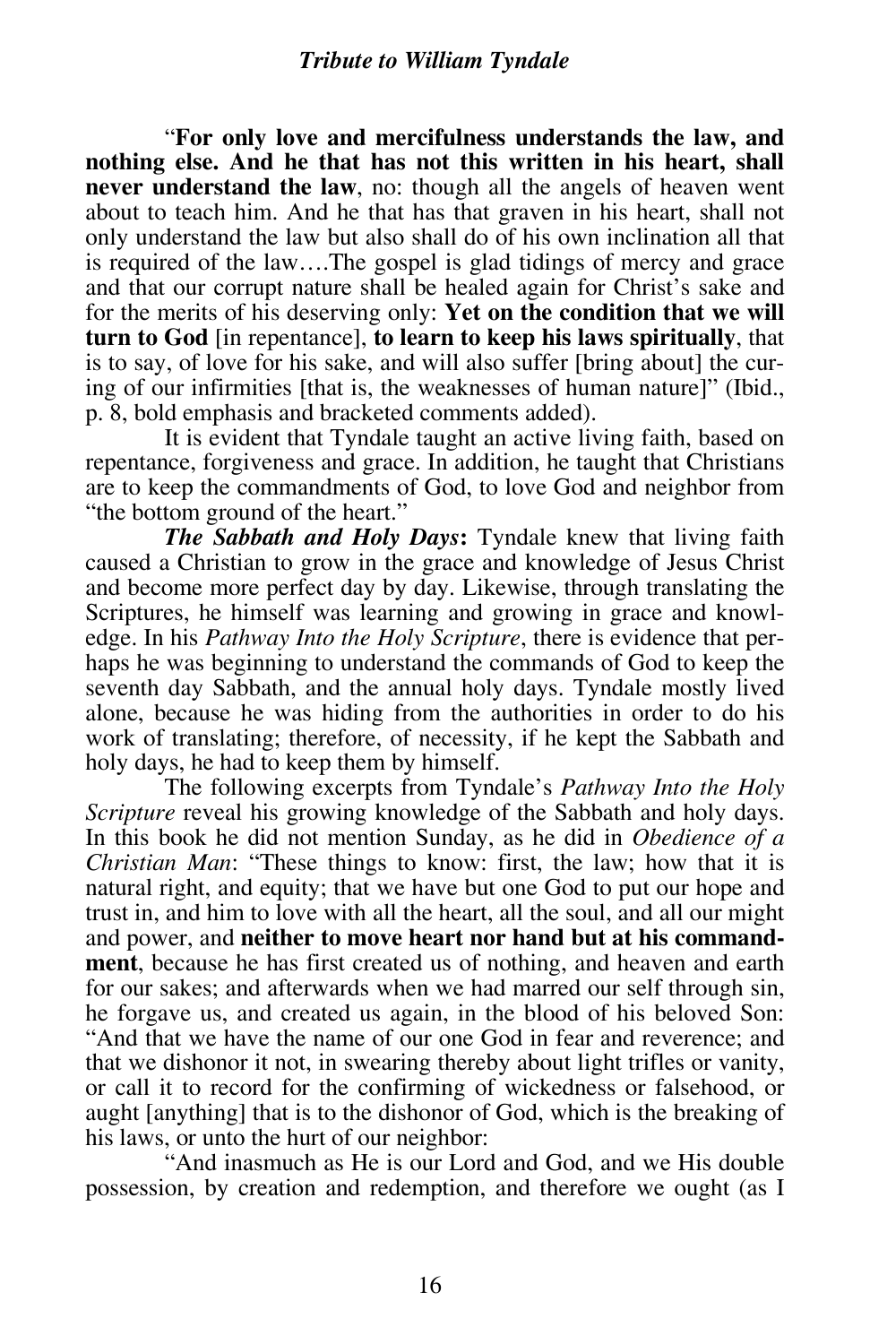"**For only love and mercifulness understands the law, and nothing else. And he that has not this written in his heart, shall never understand the law**, no: though all the angels of heaven went about to teach him. And he that has that graven in his heart, shall not only understand the law but also shall do of his own inclination all that is required of the law….The gospel is glad tidings of mercy and grace and that our corrupt nature shall be healed again for Christ's sake and for the merits of his deserving only: **Yet on the condition that we will turn to God** [in repentance], **to learn to keep his laws spiritually**, that is to say, of love for his sake, and will also suffer [bring about] the curing of our infirmities [that is, the weaknesses of human nature]" (Ibid., p. 8, bold emphasis and bracketed comments added).

It is evident that Tyndale taught an active living faith, based on repentance, forgiveness and grace. In addition, he taught that Christians are to keep the commandments of God, to love God and neighbor from "the bottom ground of the heart."

***The Sabbath and Holy Days*:** Tyndale knew that living faith caused a Christian to grow in the grace and knowledge of Jesus Christ and become more perfect day by day. Likewise, through translating the Scriptures, he himself was learning and growing in grace and knowledge. In his *Pathway Into the Holy Scripture*, there is evidence that perhaps he was beginning to understand the commands of God to keep the seventh day Sabbath, and the annual holy days. Tyndale mostly lived alone, because he was hiding from the authorities in order to do his work of translating; therefore, of necessity, if he kept the Sabbath and holy days, he had to keep them by himself.

The following excerpts from Tyndale's *Pathway Into the Holy Scripture* reveal his growing knowledge of the Sabbath and holy days. In this book he did not mention Sunday, as he did in *Obedience of a Christian Man*: "These things to know: first, the law; how that it is natural right, and equity; that we have but one God to put our hope and trust in, and him to love with all the heart, all the soul, and all our might and power, and **neither to move heart nor hand but at his commandment**, because he has first created us of nothing, and heaven and earth for our sakes; and afterwards when we had marred our self through sin, he forgave us, and created us again, in the blood of his beloved Son: "And that we have the name of our one God in fear and reverence; and that we dishonor it not, in swearing thereby about light trifles or vanity, or call it to record for the confirming of wickedness or falsehood, or aught [anything] that is to the dishonor of God, which is the breaking of his laws, or unto the hurt of our neighbor:

"And inasmuch as He is our Lord and God, and we His double possession, by creation and redemption, and therefore we ought (as I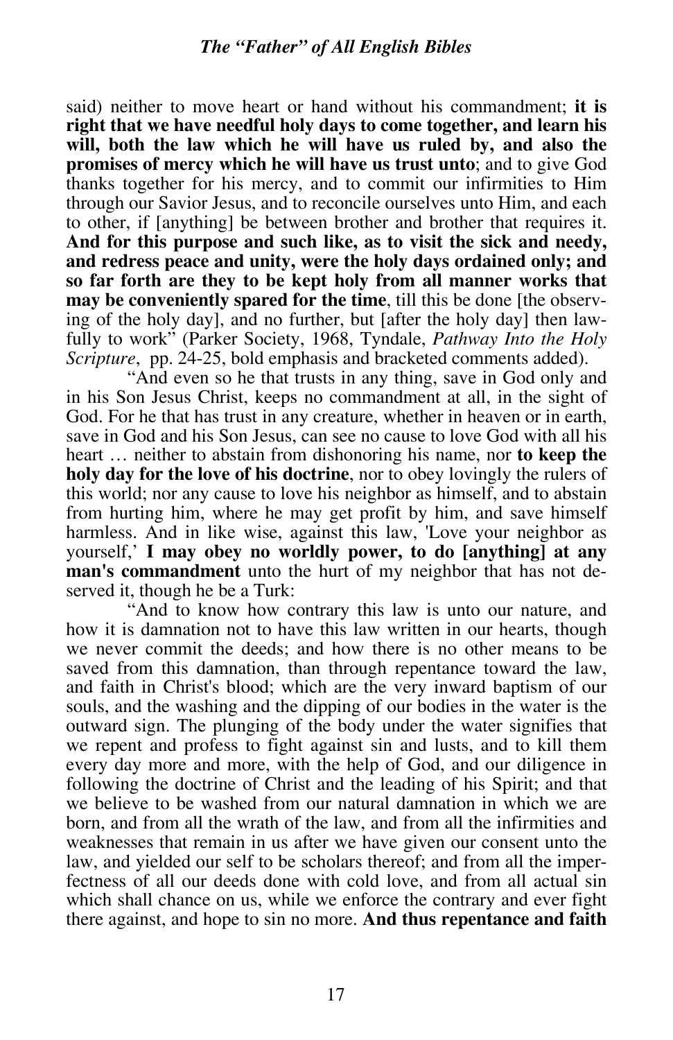said) neither to move heart or hand without his commandment; **it is right that we have needful holy days to come together, and learn his will, both the law which he will have us ruled by, and also the promises of mercy which he will have us trust unto**; and to give God thanks together for his mercy, and to commit our infirmities to Him through our Savior Jesus, and to reconcile ourselves unto Him, and each to other, if [anything] be between brother and brother that requires it. **And for this purpose and such like, as to visit the sick and needy, and redress peace and unity, were the holy days ordained only; and so far forth are they to be kept holy from all manner works that may be conveniently spared for the time**, till this be done [the observing of the holy day], and no further, but [after the holy day] then lawfully to work" (Parker Society, 1968, Tyndale, *Pathway Into the Holy Scripture*, pp. 24-25, bold emphasis and bracketed comments added).

"And even so he that trusts in any thing, save in God only and in his Son Jesus Christ, keeps no commandment at all, in the sight of God. For he that has trust in any creature, whether in heaven or in earth, save in God and his Son Jesus, can see no cause to love God with all his heart … neither to abstain from dishonoring his name, nor **to keep the holy day for the love of his doctrine**, nor to obey lovingly the rulers of this world; nor any cause to love his neighbor as himself, and to abstain from hurting him, where he may get profit by him, and save himself harmless. And in like wise, against this law, 'Love your neighbor as yourself,' **I may obey no worldly power, to do [anything] at any man's commandment** unto the hurt of my neighbor that has not deserved it, though he be a Turk:

"And to know how contrary this law is unto our nature, and how it is damnation not to have this law written in our hearts, though we never commit the deeds; and how there is no other means to be saved from this damnation, than through repentance toward the law, and faith in Christ's blood; which are the very inward baptism of our souls, and the washing and the dipping of our bodies in the water is the outward sign. The plunging of the body under the water signifies that we repent and profess to fight against sin and lusts, and to kill them every day more and more, with the help of God, and our diligence in following the doctrine of Christ and the leading of his Spirit; and that we believe to be washed from our natural damnation in which we are born, and from all the wrath of the law, and from all the infirmities and weaknesses that remain in us after we have given our consent unto the law, and yielded our self to be scholars thereof; and from all the imperfectness of all our deeds done with cold love, and from all actual sin which shall chance on us, while we enforce the contrary and ever fight there against, and hope to sin no more. **And thus repentance and faith**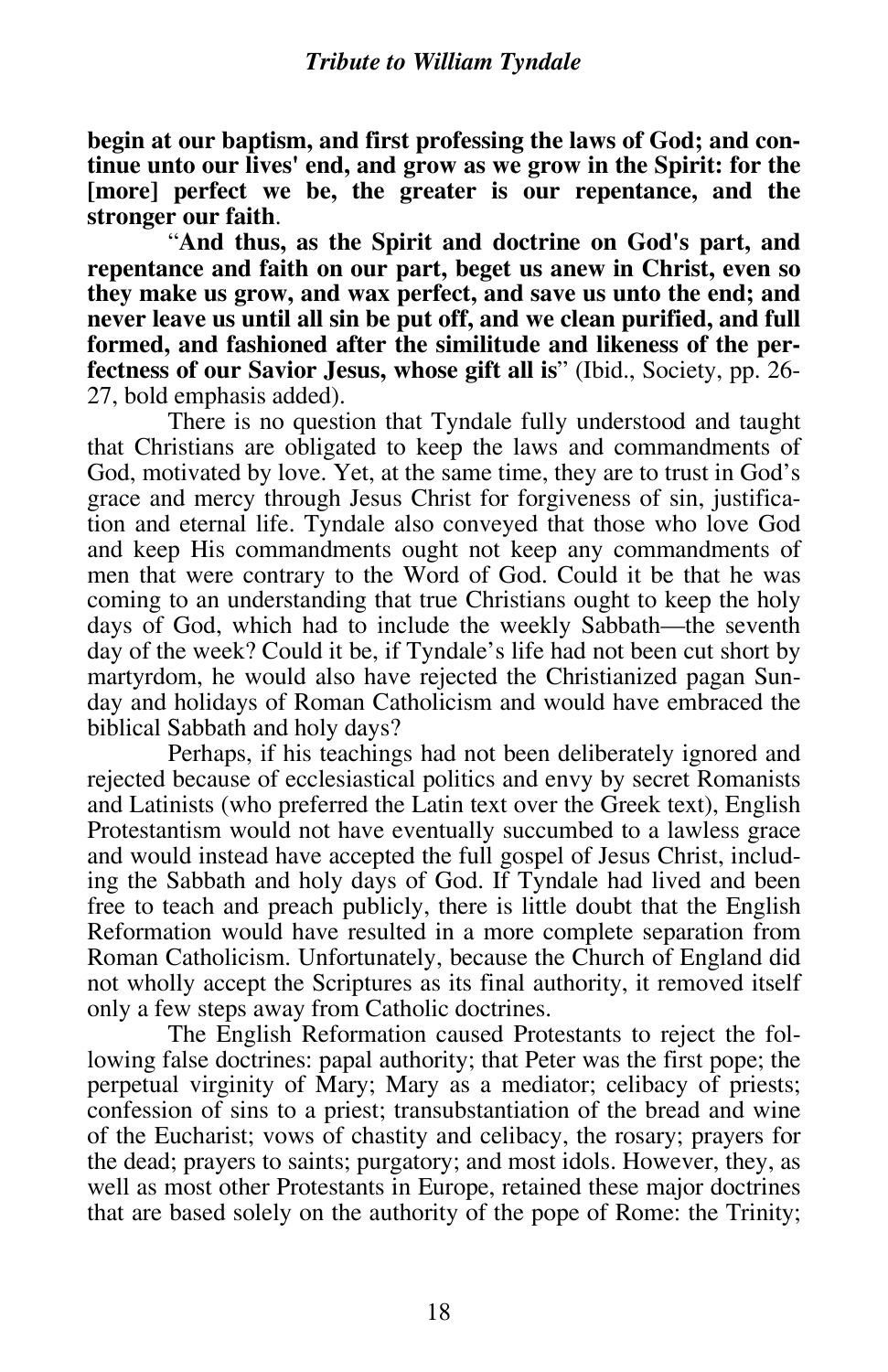**begin at our baptism, and first professing the laws of God; and continue unto our lives' end, and grow as we grow in the Spirit: for the [more] perfect we be, the greater is our repentance, and the stronger our faith**.

"**And thus, as the Spirit and doctrine on God's part, and repentance and faith on our part, beget us anew in Christ, even so they make us grow, and wax perfect, and save us unto the end; and never leave us until all sin be put off, and we clean purified, and full formed, and fashioned after the similitude and likeness of the perfectness of our Savior Jesus, whose gift all is**" (Ibid., Society, pp. 26-27, bold emphasis added).

There is no question that Tyndale fully understood and taught that Christians are obligated to keep the laws and commandments of God, motivated by love. Yet, at the same time, they are to trust in God's grace and mercy through Jesus Christ for forgiveness of sin, justification and eternal life. Tyndale also conveyed that those who love God and keep His commandments ought not keep any commandments of men that were contrary to the Word of God. Could it be that he was coming to an understanding that true Christians ought to keep the holy days of God, which had to include the weekly Sabbath—the seventh day of the week? Could it be, if Tyndale's life had not been cut short by martyrdom, he would also have rejected the Christianized pagan Sunday and holidays of Roman Catholicism and would have embraced the biblical Sabbath and holy days?

Perhaps, if his teachings had not been deliberately ignored and rejected because of ecclesiastical politics and envy by secret Romanists and Latinists (who preferred the Latin text over the Greek text), English Protestantism would not have eventually succumbed to a lawless grace and would instead have accepted the full gospel of Jesus Christ, including the Sabbath and holy days of God. If Tyndale had lived and been free to teach and preach publicly, there is little doubt that the English Reformation would have resulted in a more complete separation from Roman Catholicism. Unfortunately, because the Church of England did not wholly accept the Scriptures as its final authority, it removed itself only a few steps away from Catholic doctrines.

The English Reformation caused Protestants to reject the following false doctrines: papal authority; that Peter was the first pope; the perpetual virginity of Mary; Mary as a mediator; celibacy of priests; confession of sins to a priest; transubstantiation of the bread and wine of the Eucharist; vows of chastity and celibacy, the rosary; prayers for the dead; prayers to saints; purgatory; and most idols. However, they, as well as most other Protestants in Europe, retained these major doctrines that are based solely on the authority of the pope of Rome: the Trinity;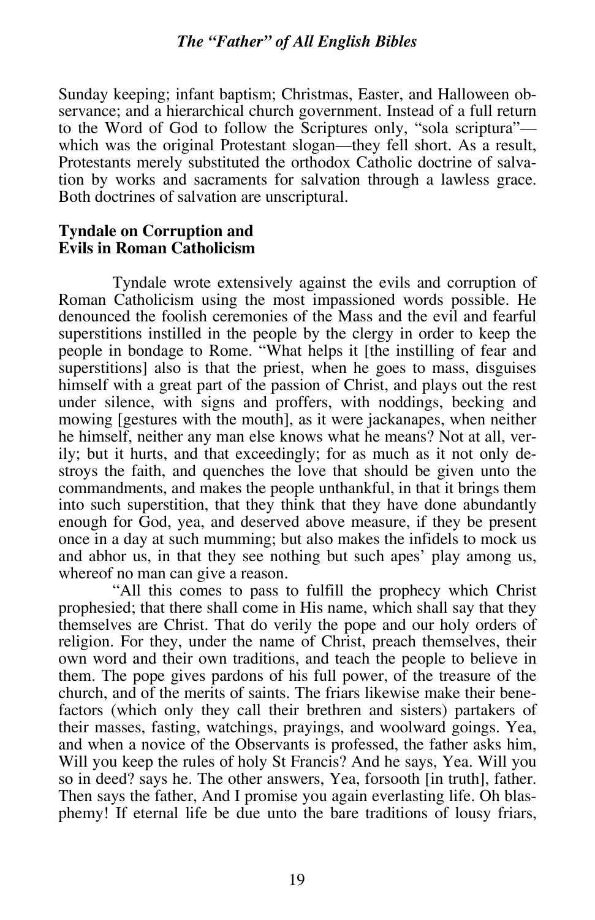Sunday keeping; infant baptism; Christmas, Easter, and Halloween observance; and a hierarchical church government. Instead of a full return to the Word of God to follow the Scriptures only, "sola scriptura"—which was the original Protestant slogan—they fell short. As a result, Protestants merely substituted the orthodox Catholic doctrine of salvation by works and sacraments for salvation through a lawless grace. Both doctrines of salvation are unscriptural.

## Tyndale on Corruption and Evils in Roman Catholicism

Tyndale wrote extensively against the evils and corruption of Roman Catholicism using the most impassioned words possible. He denounced the foolish ceremonies of the Mass and the evil and fearful superstitions instilled in the people by the clergy in order to keep the people in bondage to Rome. "What helps it [the instilling of fear and superstitions] also is that the priest, when he goes to mass, disguises himself with a great part of the passion of Christ, and plays out the rest under silence, with signs and proffers, with noddings, becking and mowing [gestures with the mouth], as it were jackanapes, when neither he himself, neither any man else knows what he means? Not at all, verily; but it hurts, and that exceedingly; for as much as it not only destroys the faith, and quenches the love that should be given unto the commandments, and makes the people unthankful, in that it brings them into such superstition, that they think that they have done abundantly enough for God, yea, and deserved above measure, if they be present once in a day at such mumming; but also makes the infidels to mock us and abhor us, in that they see nothing but such apes' play among us, whereof no man can give a reason.

"All this comes to pass to fulfill the prophecy which Christ prophesied; that there shall come in His name, which shall say that they themselves are Christ. That do verily the pope and our holy orders of religion. For they, under the name of Christ, preach themselves, their own word and their own traditions, and teach the people to believe in them. The pope gives pardons of his full power, of the treasure of the church, and of the merits of saints. The friars likewise make their benefactors (which only they call their brethren and sisters) partakers of their masses, fasting, watchings, prayings, and woolward goings. Yea, and when a novice of the Observants is professed, the father asks him, Will you keep the rules of holy St Francis? And he says, Yea. Will you so in deed? says he. The other answers, Yea, forsooth [in truth], father. Then says the father, And I promise you again everlasting life. Oh blasphemy! If eternal life be due unto the bare traditions of lousy friars,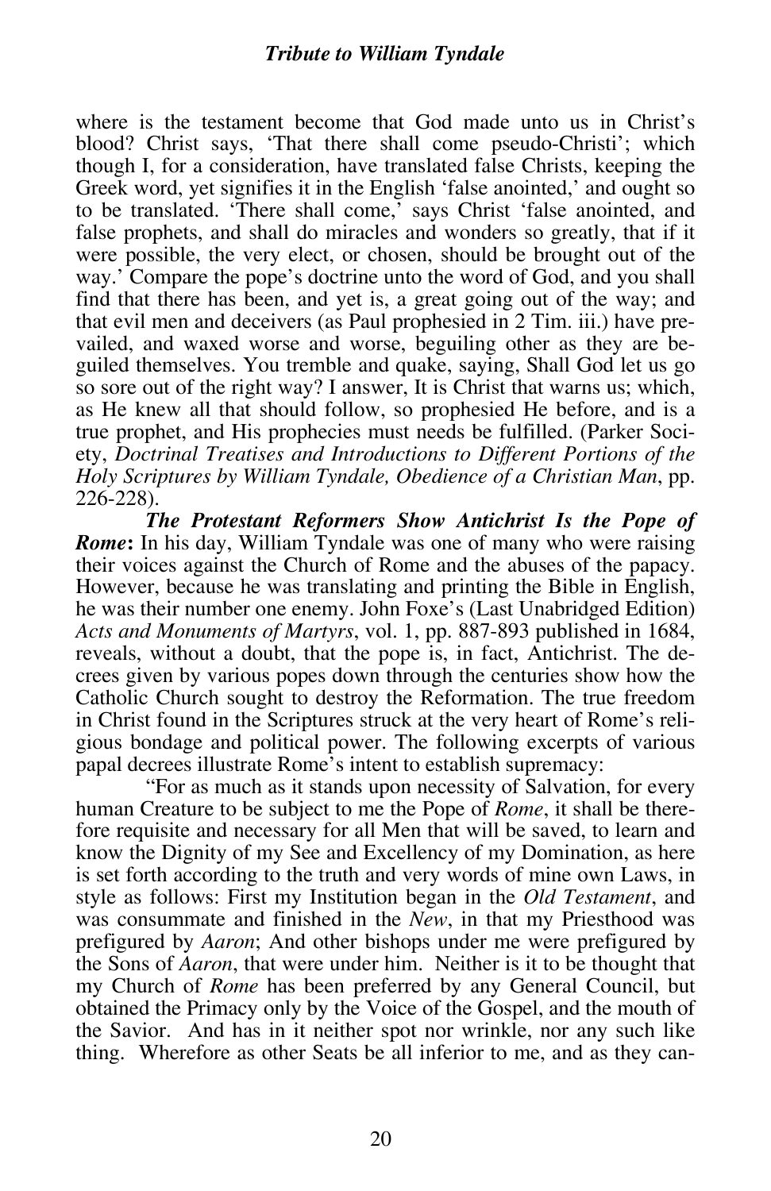where is the testament become that God made unto us in Christ's blood? Christ says, 'That there shall come pseudo-Christi'; which though I, for a consideration, have translated false Christs, keeping the Greek word, yet signifies it in the English 'false anointed,' and ought so to be translated. 'There shall come,' says Christ 'false anointed, and false prophets, and shall do miracles and wonders so greatly, that if it were possible, the very elect, or chosen, should be brought out of the way.' Compare the pope's doctrine unto the word of God, and you shall find that there has been, and yet is, a great going out of the way; and that evil men and deceivers (as Paul prophesied in 2 Tim. iii.) have prevailed, and waxed worse and worse, beguiling other as they are beguiled themselves. You tremble and quake, saying, Shall God let us go so sore out of the right way? I answer, It is Christ that warns us; which, as He knew all that should follow, so prophesied He before, and is a true prophet, and His prophecies must needs be fulfilled. (Parker Society, *Doctrinal Treatises and Introductions to Different Portions of the Holy Scriptures by William Tyndale, Obedience of a Christian Man*, pp. 226-228).

***The Protestant Reformers Show Antichrist Is the Pope of Rome*:** In his day, William Tyndale was one of many who were raising their voices against the Church of Rome and the abuses of the papacy. However, because he was translating and printing the Bible in English, he was their number one enemy. John Foxe's (Last Unabridged Edition) *Acts and Monuments of Martyrs*, vol. 1, pp. 887-893 published in 1684, reveals, without a doubt, that the pope is, in fact, Antichrist. The decrees given by various popes down through the centuries show how the Catholic Church sought to destroy the Reformation. The true freedom in Christ found in the Scriptures struck at the very heart of Rome's religious bondage and political power. The following excerpts of various papal decrees illustrate Rome's intent to establish supremacy:

"For as much as it stands upon necessity of Salvation, for every human Creature to be subject to me the Pope of *Rome*, it shall be therefore requisite and necessary for all Men that will be saved, to learn and know the Dignity of my See and Excellency of my Domination, as here is set forth according to the truth and very words of mine own Laws, in style as follows: First my Institution began in the *Old Testament*, and was consummate and finished in the *New*, in that my Priesthood was prefigured by *Aaron*; And other bishops under me were prefigured by the Sons of *Aaron*, that were under him. Neither is it to be thought that my Church of *Rome* has been preferred by any General Council, but obtained the Primacy only by the Voice of the Gospel, and the mouth of the Savior. And has in it neither spot nor wrinkle, nor any such like thing. Wherefore as other Seats be all inferior to me, and as they can-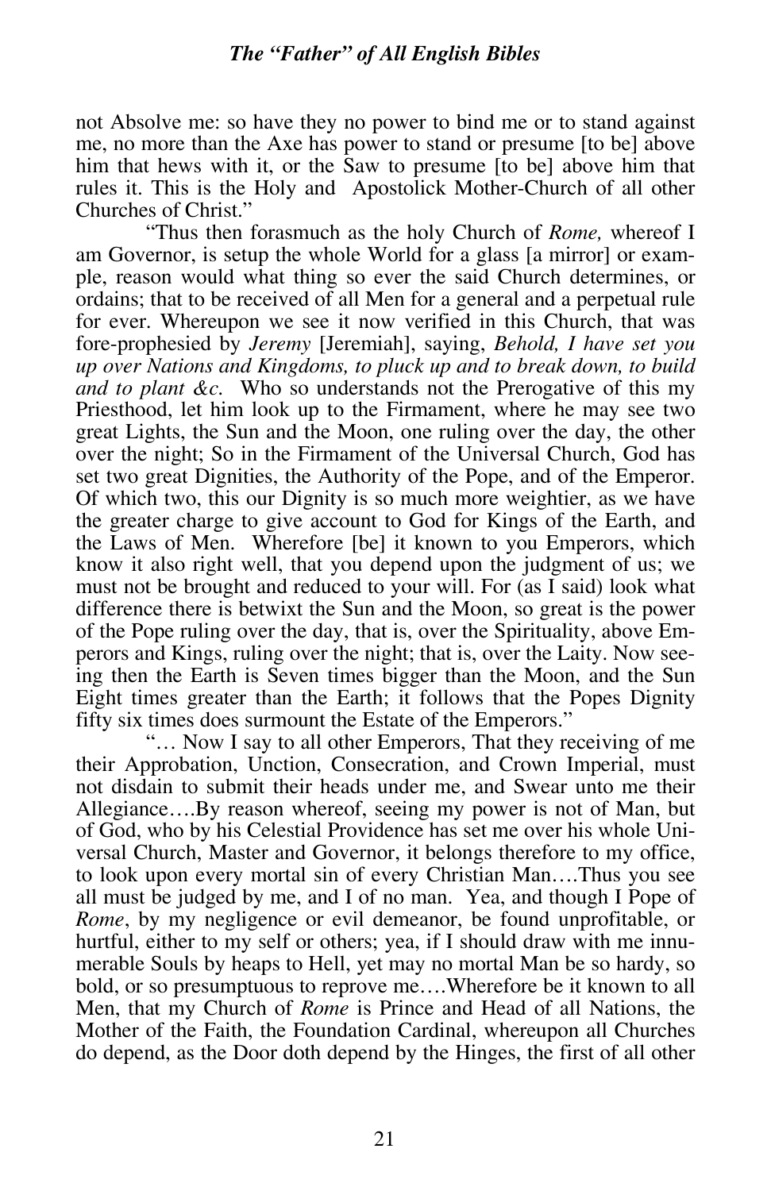not Absolve me: so have they no power to bind me or to stand against me, no more than the Axe has power to stand or presume [to be] above him that hews with it, or the Saw to presume [to be] above him that rules it. This is the Holy and Apostolick Mother-Church of all other Churches of Christ."

"Thus then forasmuch as the holy Church of *Rome,* whereof I am Governor, is setup the whole World for a glass [a mirror] or example, reason would what thing so ever the said Church determines, or ordains; that to be received of all Men for a general and a perpetual rule for ever. Whereupon we see it now verified in this Church, that was fore-prophesied by *Jeremy* [Jeremiah], saying, *Behold, I have set you up over Nations and Kingdoms, to pluck up and to break down, to build and to plant &c.* Who so understands not the Prerogative of this my Priesthood, let him look up to the Firmament, where he may see two great Lights, the Sun and the Moon, one ruling over the day, the other over the night; So in the Firmament of the Universal Church, God has set two great Dignities, the Authority of the Pope, and of the Emperor. Of which two, this our Dignity is so much more weightier, as we have the greater charge to give account to God for Kings of the Earth, and the Laws of Men. Wherefore [be] it known to you Emperors, which know it also right well, that you depend upon the judgment of us; we must not be brought and reduced to your will. For (as I said) look what difference there is betwixt the Sun and the Moon, so great is the power of the Pope ruling over the day, that is, over the Spirituality, above Emperors and Kings, ruling over the night; that is, over the Laity. Now seeing then the Earth is Seven times bigger than the Moon, and the Sun Eight times greater than the Earth; it follows that the Popes Dignity fifty six times does surmount the Estate of the Emperors."

"… Now I say to all other Emperors, That they receiving of me their Approbation, Unction, Consecration, and Crown Imperial, must not disdain to submit their heads under me, and Swear unto me their Allegiance….By reason whereof, seeing my power is not of Man, but of God, who by his Celestial Providence has set me over his whole Universal Church, Master and Governor, it belongs therefore to my office, to look upon every mortal sin of every Christian Man….Thus you see all must be judged by me, and I of no man. Yea, and though I Pope of *Rome*, by my negligence or evil demeanor, be found unprofitable, or hurtful, either to my self or others; yea, if I should draw with me innumerable Souls by heaps to Hell, yet may no mortal Man be so hardy, so bold, or so presumptuous to reprove me….Wherefore be it known to all Men, that my Church of *Rome* is Prince and Head of all Nations, the Mother of the Faith, the Foundation Cardinal, whereupon all Churches do depend, as the Door doth depend by the Hinges, the first of all other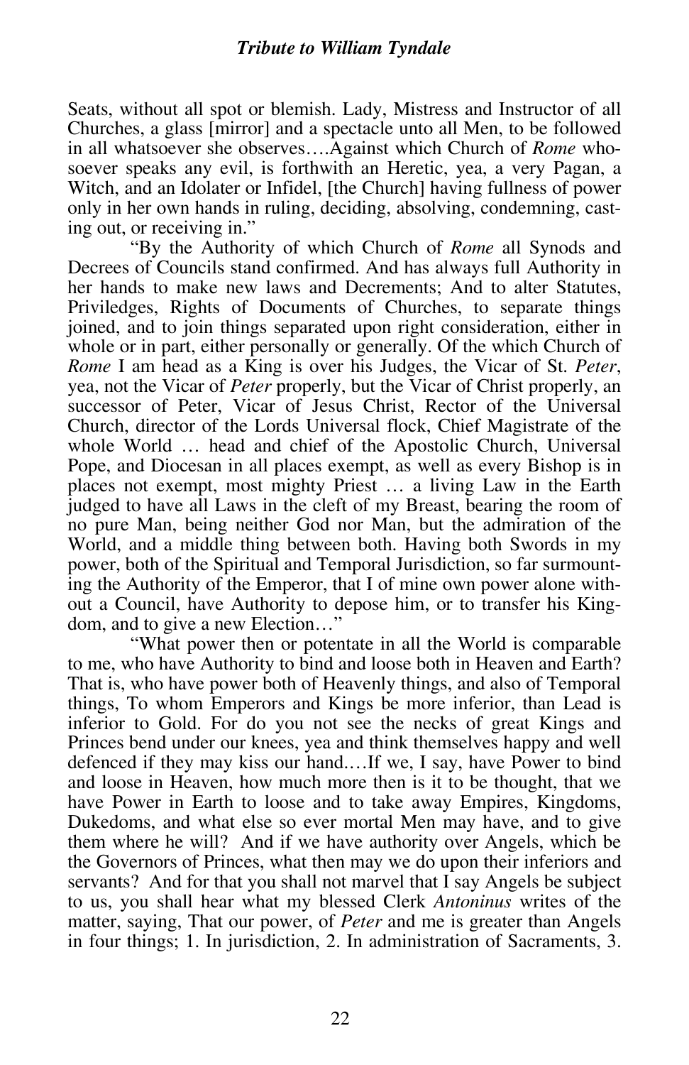Seats, without all spot or blemish. Lady, Mistress and Instructor of all Churches, a glass [mirror] and a spectacle unto all Men, to be followed in all whatsoever she observes….Against which Church of *Rome* whosoever speaks any evil, is forthwith an Heretic, yea, a very Pagan, a Witch, and an Idolater or Infidel, [the Church] having fullness of power only in her own hands in ruling, deciding, absolving, condemning, casting out, or receiving in."

"By the Authority of which Church of *Rome* all Synods and Decrees of Councils stand confirmed. And has always full Authority in her hands to make new laws and Decrements; And to alter Statutes, Priviledges, Rights of Documents of Churches, to separate things joined, and to join things separated upon right consideration, either in whole or in part, either personally or generally. Of the which Church of *Rome* I am head as a King is over his Judges, the Vicar of St. *Peter*, yea, not the Vicar of *Peter* properly, but the Vicar of Christ properly, an successor of Peter, Vicar of Jesus Christ, Rector of the Universal Church, director of the Lords Universal flock, Chief Magistrate of the whole World … head and chief of the Apostolic Church, Universal Pope, and Diocesan in all places exempt, as well as every Bishop is in places not exempt, most mighty Priest … a living Law in the Earth judged to have all Laws in the cleft of my Breast, bearing the room of no pure Man, being neither God nor Man, but the admiration of the World, and a middle thing between both. Having both Swords in my power, both of the Spiritual and Temporal Jurisdiction, so far surmounting the Authority of the Emperor, that I of mine own power alone without a Council, have Authority to depose him, or to transfer his Kingdom, and to give a new Election…"

"What power then or potentate in all the World is comparable to me, who have Authority to bind and loose both in Heaven and Earth? That is, who have power both of Heavenly things, and also of Temporal things, To whom Emperors and Kings be more inferior, than Lead is inferior to Gold. For do you not see the necks of great Kings and Princes bend under our knees, yea and think themselves happy and well defenced if they may kiss our hand.…If we, I say, have Power to bind and loose in Heaven, how much more then is it to be thought, that we have Power in Earth to loose and to take away Empires, Kingdoms, Dukedoms, and what else so ever mortal Men may have, and to give them where he will? And if we have authority over Angels, which be the Governors of Princes, what then may we do upon their inferiors and servants? And for that you shall not marvel that I say Angels be subject to us, you shall hear what my blessed Clerk *Antoninus* writes of the matter, saying, That our power, of *Peter* and me is greater than Angels in four things; 1. In jurisdiction, 2. In administration of Sacraments, 3.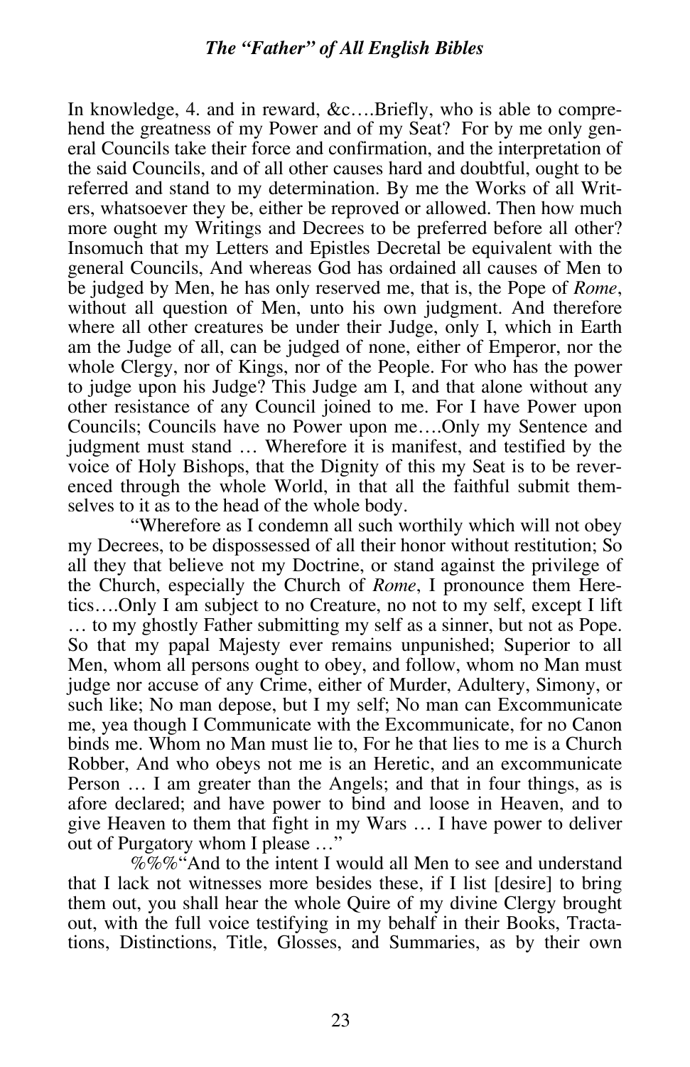In knowledge, 4. and in reward, &c….Briefly, who is able to comprehend the greatness of my Power and of my Seat? For by me only general Councils take their force and confirmation, and the interpretation of the said Councils, and of all other causes hard and doubtful, ought to be referred and stand to my determination. By me the Works of all Writers, whatsoever they be, either be reproved or allowed. Then how much more ought my Writings and Decrees to be preferred before all other? Insomuch that my Letters and Epistles Decretal be equivalent with the general Councils, And whereas God has ordained all causes of Men to be judged by Men, he has only reserved me, that is, the Pope of *Rome*, without all question of Men, unto his own judgment. And therefore where all other creatures be under their Judge, only I, which in Earth am the Judge of all, can be judged of none, either of Emperor, nor the whole Clergy, nor of Kings, nor of the People. For who has the power to judge upon his Judge? This Judge am I, and that alone without any other resistance of any Council joined to me. For I have Power upon Councils; Councils have no Power upon me….Only my Sentence and judgment must stand … Wherefore it is manifest, and testified by the voice of Holy Bishops, that the Dignity of this my Seat is to be reverenced through the whole World, in that all the faithful submit themselves to it as to the head of the whole body.

"Wherefore as I condemn all such worthily which will not obey my Decrees, to be dispossessed of all their honor without restitution; So all they that believe not my Doctrine, or stand against the privilege of the Church, especially the Church of *Rome*, I pronounce them Heretics….Only I am subject to no Creature, no not to my self, except I lift … to my ghostly Father submitting my self as a sinner, but not as Pope. So that my papal Majesty ever remains unpunished; Superior to all Men, whom all persons ought to obey, and follow, whom no Man must judge nor accuse of any Crime, either of Murder, Adultery, Simony, or such like; No man depose, but I my self; No man can Excommunicate me, yea though I Communicate with the Excommunicate, for no Canon binds me. Whom no Man must lie to, For he that lies to me is a Church Robber, And who obeys not me is an Heretic, and an excommunicate Person … I am greater than the Angels; and that in four things, as is afore declared; and have power to bind and loose in Heaven, and to give Heaven to them that fight in my Wars … I have power to deliver out of Purgatory whom I please …"

%%%"And to the intent I would all Men to see and understand that I lack not witnesses more besides these, if I list [desire] to bring them out, you shall hear the whole Quire of my divine Clergy brought out, with the full voice testifying in my behalf in their Books, Tractations, Distinctions, Title, Glosses, and Summaries, as by their own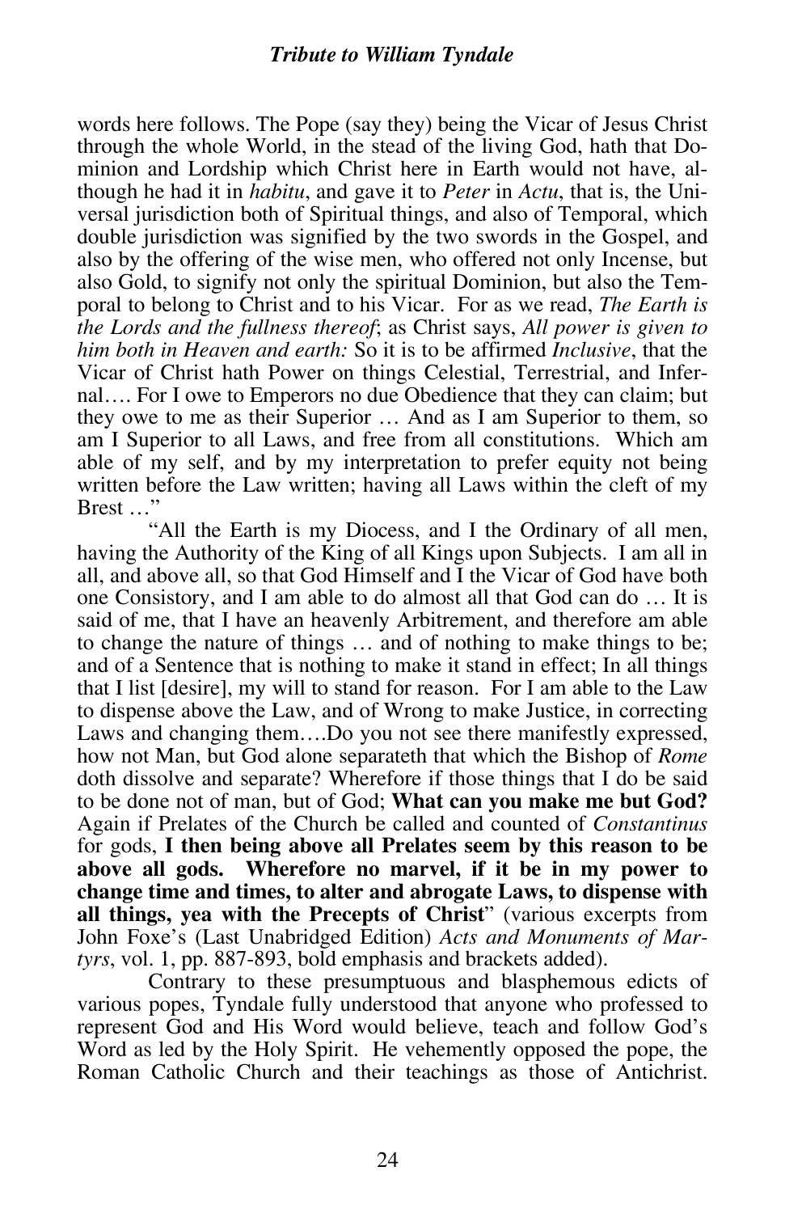words here follows. The Pope (say they) being the Vicar of Jesus Christ through the whole World, in the stead of the living God, hath that Dominion and Lordship which Christ here in Earth would not have, although he had it in *habitu*, and gave it to *Peter* in *Actu*, that is, the Universal jurisdiction both of Spiritual things, and also of Temporal, which double jurisdiction was signified by the two swords in the Gospel, and also by the offering of the wise men, who offered not only Incense, but also Gold, to signify not only the spiritual Dominion, but also the Temporal to belong to Christ and to his Vicar. For as we read, *The Earth is the Lords and the fullness thereof*; as Christ says, *All power is given to him both in Heaven and earth:* So it is to be affirmed *Inclusive*, that the Vicar of Christ hath Power on things Celestial, Terrestrial, and Infernal…. For I owe to Emperors no due Obedience that they can claim; but they owe to me as their Superior … And as I am Superior to them, so am I Superior to all Laws, and free from all constitutions. Which am able of my self, and by my interpretation to prefer equity not being written before the Law written; having all Laws within the cleft of my Brest …"

"All the Earth is my Diocess, and I the Ordinary of all men, having the Authority of the King of all Kings upon Subjects. I am all in all, and above all, so that God Himself and I the Vicar of God have both one Consistory, and I am able to do almost all that God can do … It is said of me, that I have an heavenly Arbitrement, and therefore am able to change the nature of things … and of nothing to make things to be; and of a Sentence that is nothing to make it stand in effect; In all things that I list [desire], my will to stand for reason. For I am able to the Law to dispense above the Law, and of Wrong to make Justice, in correcting Laws and changing them….Do you not see there manifestly expressed, how not Man, but God alone separateth that which the Bishop of *Rome* doth dissolve and separate? Wherefore if those things that I do be said to be done not of man, but of God; **What can you make me but God?** Again if Prelates of the Church be called and counted of *Constantinus* for gods, **I then being above all Prelates seem by this reason to be above all gods. Wherefore no marvel, if it be in my power to change time and times, to alter and abrogate Laws, to dispense with all things, yea with the Precepts of Christ**" (various excerpts from John Foxe's (Last Unabridged Edition) *Acts and Monuments of Martyrs*, vol. 1, pp. 887-893, bold emphasis and brackets added).

Contrary to these presumptuous and blasphemous edicts of various popes, Tyndale fully understood that anyone who professed to represent God and His Word would believe, teach and follow God's Word as led by the Holy Spirit. He vehemently opposed the pope, the Roman Catholic Church and their teachings as those of Antichrist.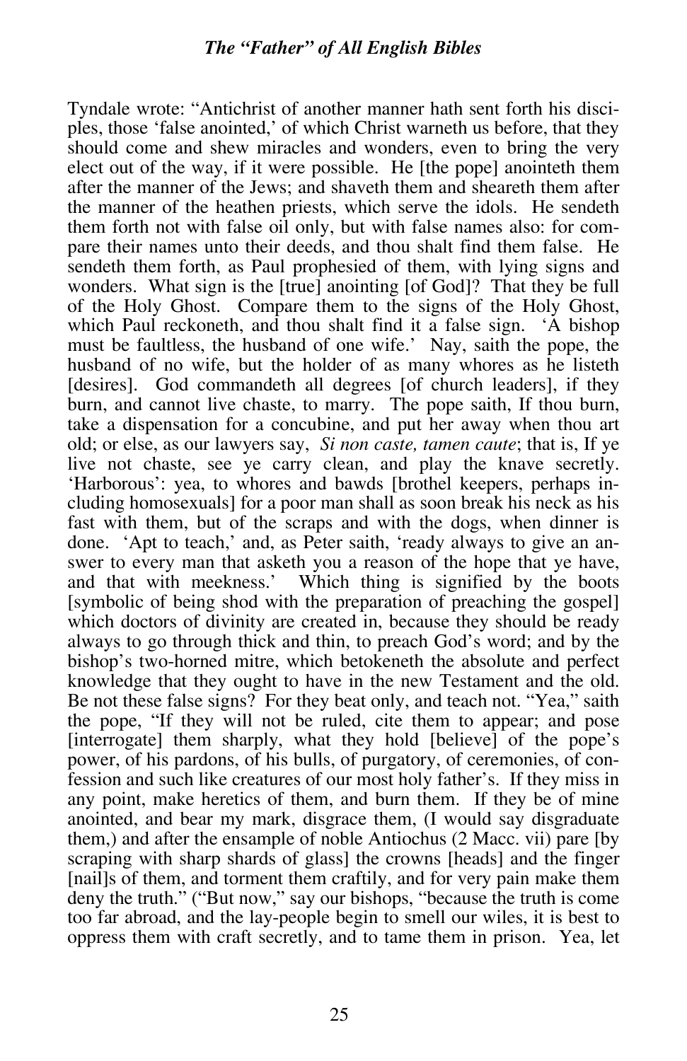Tyndale wrote: "Antichrist of another manner hath sent forth his disciples, those 'false anointed,' of which Christ warneth us before, that they should come and shew miracles and wonders, even to bring the very elect out of the way, if it were possible. He [the pope] anointeth them after the manner of the Jews; and shaveth them and sheareth them after the manner of the heathen priests, which serve the idols. He sendeth them forth not with false oil only, but with false names also: for compare their names unto their deeds, and thou shalt find them false. He sendeth them forth, as Paul prophesied of them, with lying signs and wonders. What sign is the [true] anointing [of God]? That they be full of the Holy Ghost. Compare them to the signs of the Holy Ghost, which Paul reckoneth, and thou shalt find it a false sign. 'A bishop must be faultless, the husband of one wife.' Nay, saith the pope, the husband of no wife, but the holder of as many whores as he listeth [desires]. God commandeth all degrees [of church leaders], if they burn, and cannot live chaste, to marry. The pope saith, If thou burn, take a dispensation for a concubine, and put her away when thou art old; or else, as our lawyers say, *Si non caste, tamen caute*; that is, If ye live not chaste, see ye carry clean, and play the knave secretly. 'Harborous': yea, to whores and bawds [brothel keepers, perhaps including homosexuals] for a poor man shall as soon break his neck as his fast with them, but of the scraps and with the dogs, when dinner is done. 'Apt to teach,' and, as Peter saith, 'ready always to give an answer to every man that asketh you a reason of the hope that ye have, and that with meekness.' Which thing is signified by the boots [symbolic of being shod with the preparation of preaching the gospel] which doctors of divinity are created in, because they should be ready always to go through thick and thin, to preach God's word; and by the bishop's two-horned mitre, which betokeneth the absolute and perfect knowledge that they ought to have in the new Testament and the old. Be not these false signs? For they beat only, and teach not. "Yea," saith the pope, "If they will not be ruled, cite them to appear; and pose [interrogate] them sharply, what they hold [believe] of the pope's power, of his pardons, of his bulls, of purgatory, of ceremonies, of confession and such like creatures of our most holy father's. If they miss in any point, make heretics of them, and burn them. If they be of mine anointed, and bear my mark, disgrace them, (I would say disgraduate them,) and after the ensample of noble Antiochus (2 Macc. vii) pare [by scraping with sharp shards of glass] the crowns [heads] and the finger [nail]s of them, and torment them craftily, and for very pain make them deny the truth." ("But now," say our bishops, "because the truth is come too far abroad, and the lay-people begin to smell our wiles, it is best to oppress them with craft secretly, and to tame them in prison. Yea, let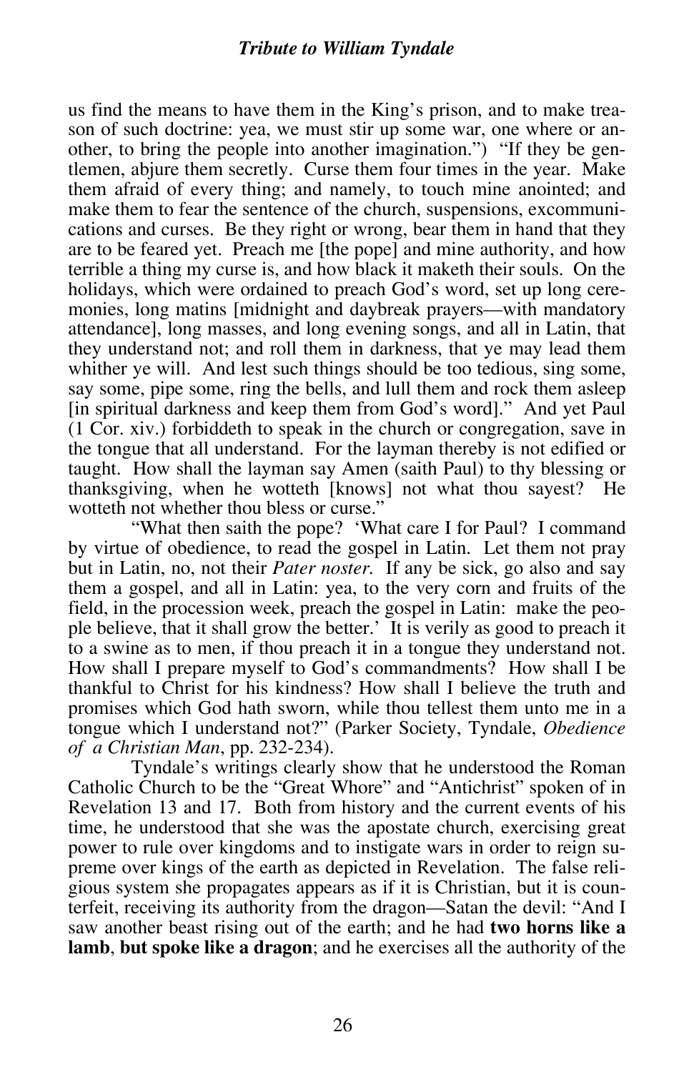us find the means to have them in the King's prison, and to make treason of such doctrine: yea, we must stir up some war, one where or another, to bring the people into another imagination.") "If they be gentlemen, abjure them secretly. Curse them four times in the year. Make them afraid of every thing; and namely, to touch mine anointed; and make them to fear the sentence of the church, suspensions, excommunications and curses. Be they right or wrong, bear them in hand that they are to be feared yet. Preach me [the pope] and mine authority, and how terrible a thing my curse is, and how black it maketh their souls. On the holidays, which were ordained to preach God's word, set up long ceremonies, long matins [midnight and daybreak prayers—with mandatory attendance], long masses, and long evening songs, and all in Latin, that they understand not; and roll them in darkness, that ye may lead them whither ye will. And lest such things should be too tedious, sing some, say some, pipe some, ring the bells, and lull them and rock them asleep [in spiritual darkness and keep them from God's word]." And yet Paul (1 Cor. xiv.) forbiddeth to speak in the church or congregation, save in the tongue that all understand. For the layman thereby is not edified or taught. How shall the layman say Amen (saith Paul) to thy blessing or thanksgiving, when he wotteth [knows] not what thou sayest? He wotteth not whether thou bless or curse."

"What then saith the pope? 'What care I for Paul? I command by virtue of obedience, to read the gospel in Latin. Let them not pray but in Latin, no, not their *Pater noster.* If any be sick, go also and say them a gospel, and all in Latin: yea, to the very corn and fruits of the field, in the procession week, preach the gospel in Latin: make the people believe, that it shall grow the better.' It is verily as good to preach it to a swine as to men, if thou preach it in a tongue they understand not. How shall I prepare myself to God's commandments? How shall I be thankful to Christ for his kindness? How shall I believe the truth and promises which God hath sworn, while thou tellest them unto me in a tongue which I understand not?" (Parker Society, Tyndale, *Obedience of a Christian Man*, pp. 232-234).

Tyndale's writings clearly show that he understood the Roman Catholic Church to be the "Great Whore" and "Antichrist" spoken of in Revelation 13 and 17. Both from history and the current events of his time, he understood that she was the apostate church, exercising great power to rule over kingdoms and to instigate wars in order to reign supreme over kings of the earth as depicted in Revelation. The false religious system she propagates appears as if it is Christian, but it is counterfeit, receiving its authority from the dragon—Satan the devil: "And I saw another beast rising out of the earth; and he had **two horns like a lamb**, **but spoke like a dragon**; and he exercises all the authority of the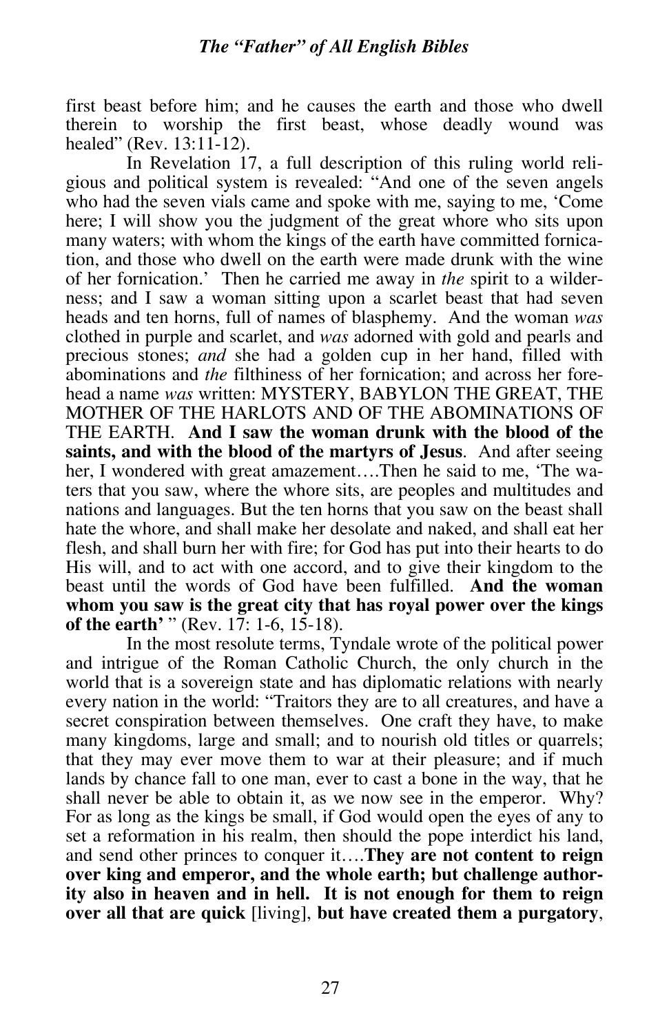first beast before him; and he causes the earth and those who dwell therein to worship the first beast, whose deadly wound was healed" (Rev. 13:11-12).

In Revelation 17, a full description of this ruling world religious and political system is revealed: "And one of the seven angels who had the seven vials came and spoke with me, saying to me, 'Come here; I will show you the judgment of the great whore who sits upon many waters; with whom the kings of the earth have committed fornication, and those who dwell on the earth were made drunk with the wine of her fornication.' Then he carried me away in *the* spirit to a wilderness; and I saw a woman sitting upon a scarlet beast that had seven heads and ten horns, full of names of blasphemy. And the woman *was* clothed in purple and scarlet, and *was* adorned with gold and pearls and precious stones; *and* she had a golden cup in her hand, filled with abominations and *the* filthiness of her fornication; and across her forehead a name *was* written: MYSTERY, BABYLON THE GREAT, THE MOTHER OF THE HARLOTS AND OF THE ABOMINATIONS OF THE EARTH. **And I saw the woman drunk with the blood of the saints, and with the blood of the martyrs of Jesus**. And after seeing her, I wondered with great amazement….Then he said to me, 'The waters that you saw, where the whore sits, are peoples and multitudes and nations and languages. But the ten horns that you saw on the beast shall hate the whore, and shall make her desolate and naked, and shall eat her flesh, and shall burn her with fire; for God has put into their hearts to do His will, and to act with one accord, and to give their kingdom to the beast until the words of God have been fulfilled. **And the woman whom you saw is the great city that has royal power over the kings of the earth'** " (Rev. 17: 1-6, 15-18).

In the most resolute terms, Tyndale wrote of the political power and intrigue of the Roman Catholic Church, the only church in the world that is a sovereign state and has diplomatic relations with nearly every nation in the world: "Traitors they are to all creatures, and have a secret conspiration between themselves. One craft they have, to make many kingdoms, large and small; and to nourish old titles or quarrels; that they may ever move them to war at their pleasure; and if much lands by chance fall to one man, ever to cast a bone in the way, that he shall never be able to obtain it, as we now see in the emperor. Why? For as long as the kings be small, if God would open the eyes of any to set a reformation in his realm, then should the pope interdict his land, and send other princes to conquer it….**They are not content to reign over king and emperor, and the whole earth; but challenge authority also in heaven and in hell. It is not enough for them to reign over all that are quick** [living], **but have created them a purgatory**,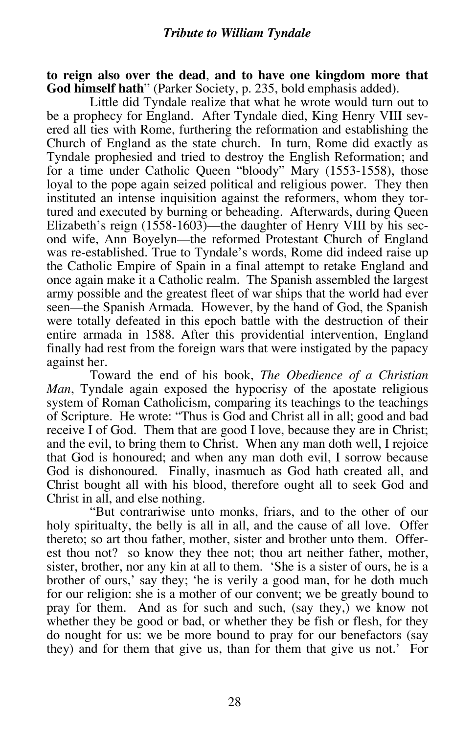**to reign also over the dead**, **and to have one kingdom more that God himself hath**" (Parker Society, p. 235, bold emphasis added).

Little did Tyndale realize that what he wrote would turn out to be a prophecy for England. After Tyndale died, King Henry VIII severed all ties with Rome, furthering the reformation and establishing the Church of England as the state church. In turn, Rome did exactly as Tyndale prophesied and tried to destroy the English Reformation; and for a time under Catholic Queen "bloody" Mary (1553-1558), those loyal to the pope again seized political and religious power. They then instituted an intense inquisition against the reformers, whom they tortured and executed by burning or beheading. Afterwards, during Queen Elizabeth's reign (1558-1603)—the daughter of Henry VIII by his second wife, Ann Boyelyn—the reformed Protestant Church of England was re-established. True to Tyndale's words, Rome did indeed raise up the Catholic Empire of Spain in a final attempt to retake England and once again make it a Catholic realm. The Spanish assembled the largest army possible and the greatest fleet of war ships that the world had ever seen—the Spanish Armada. However, by the hand of God, the Spanish were totally defeated in this epoch battle with the destruction of their entire armada in 1588. After this providential intervention, England finally had rest from the foreign wars that were instigated by the papacy against her.

Toward the end of his book, *The Obedience of a Christian Man*, Tyndale again exposed the hypocrisy of the apostate religious system of Roman Catholicism, comparing its teachings to the teachings of Scripture. He wrote: "Thus is God and Christ all in all; good and bad receive I of God. Them that are good I love, because they are in Christ; and the evil, to bring them to Christ. When any man doth well, I rejoice that God is honoured; and when any man doth evil, I sorrow because God is dishonoured. Finally, inasmuch as God hath created all, and Christ bought all with his blood, therefore ought all to seek God and Christ in all, and else nothing.

"But contrariwise unto monks, friars, and to the other of our holy spiritualty, the belly is all in all, and the cause of all love. Offer thereto; so art thou father, mother, sister and brother unto them. Offerest thou not? so know they thee not; thou art neither father, mother, sister, brother, nor any kin at all to them. 'She is a sister of ours, he is a brother of ours,' say they; 'he is verily a good man, for he doth much for our religion: she is a mother of our convent; we be greatly bound to pray for them. And as for such and such, (say they,) we know not whether they be good or bad, or whether they be fish or flesh, for they do nought for us: we be more bound to pray for our benefactors (say they) and for them that give us, than for them that give us not.' For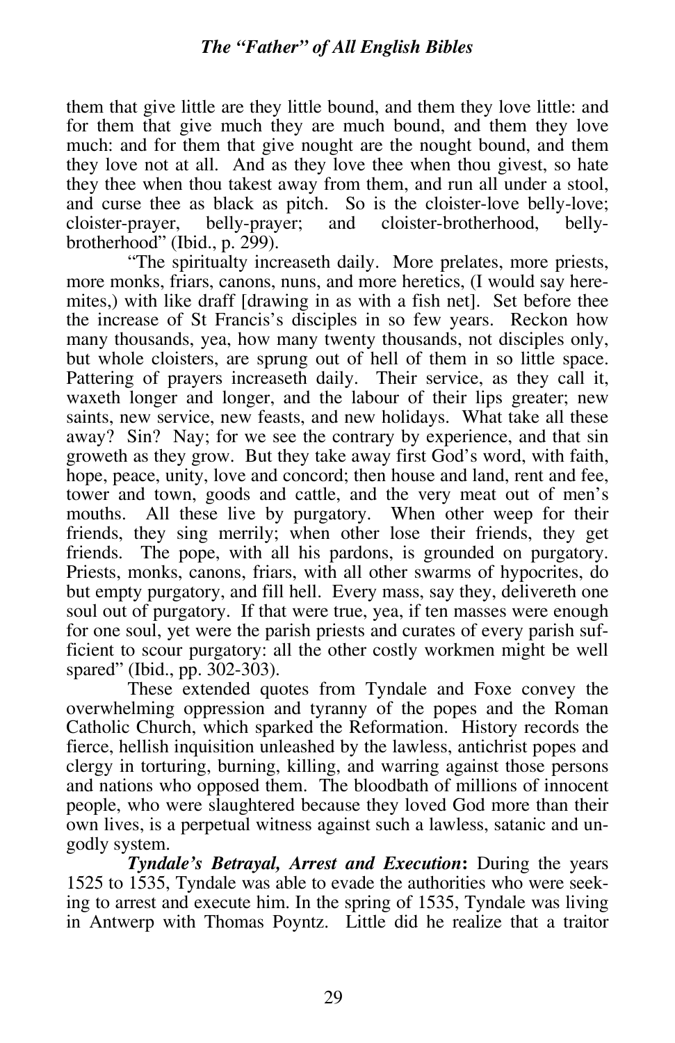them that give little are they little bound, and them they love little: and for them that give much they are much bound, and them they love much: and for them that give nought are the nought bound, and them they love not at all. And as they love thee when thou givest, so hate they thee when thou takest away from them, and run all under a stool, and curse thee as black as pitch. So is the cloister-love belly-love; cloister-prayer, belly-prayer; and cloister-brotherhood, belly-brotherhood" (Ibid., p. 299).

"The spiritualty increaseth daily. More prelates, more priests, more monks, friars, canons, nuns, and more heretics, (I would say heremites,) with like draff [drawing in as with a fish net]. Set before thee the increase of St Francis's disciples in so few years. Reckon how many thousands, yea, how many twenty thousands, not disciples only, but whole cloisters, are sprung out of hell of them in so little space. Pattering of prayers increaseth daily. Their service, as they call it, waxeth longer and longer, and the labour of their lips greater; new saints, new service, new feasts, and new holidays. What take all these away? Sin? Nay; for we see the contrary by experience, and that sin groweth as they grow. But they take away first God's word, with faith, hope, peace, unity, love and concord; then house and land, rent and fee, tower and town, goods and cattle, and the very meat out of men's mouths. All these live by purgatory. When other weep for their friends, they sing merrily; when other lose their friends, they get friends. The pope, with all his pardons, is grounded on purgatory. Priests, monks, canons, friars, with all other swarms of hypocrites, do but empty purgatory, and fill hell. Every mass, say they, delivereth one soul out of purgatory. If that were true, yea, if ten masses were enough for one soul, yet were the parish priests and curates of every parish sufficient to scour purgatory: all the other costly workmen might be well spared" (Ibid., pp. 302-303).

These extended quotes from Tyndale and Foxe convey the overwhelming oppression and tyranny of the popes and the Roman Catholic Church, which sparked the Reformation. History records the fierce, hellish inquisition unleashed by the lawless, antichrist popes and clergy in torturing, burning, killing, and warring against those persons and nations who opposed them. The bloodbath of millions of innocent people, who were slaughtered because they loved God more than their own lives, is a perpetual witness against such a lawless, satanic and ungodly system.

***Tyndale's Betrayal, Arrest and Execution*:** During the years 1525 to 1535, Tyndale was able to evade the authorities who were seeking to arrest and execute him. In the spring of 1535, Tyndale was living in Antwerp with Thomas Poyntz. Little did he realize that a traitor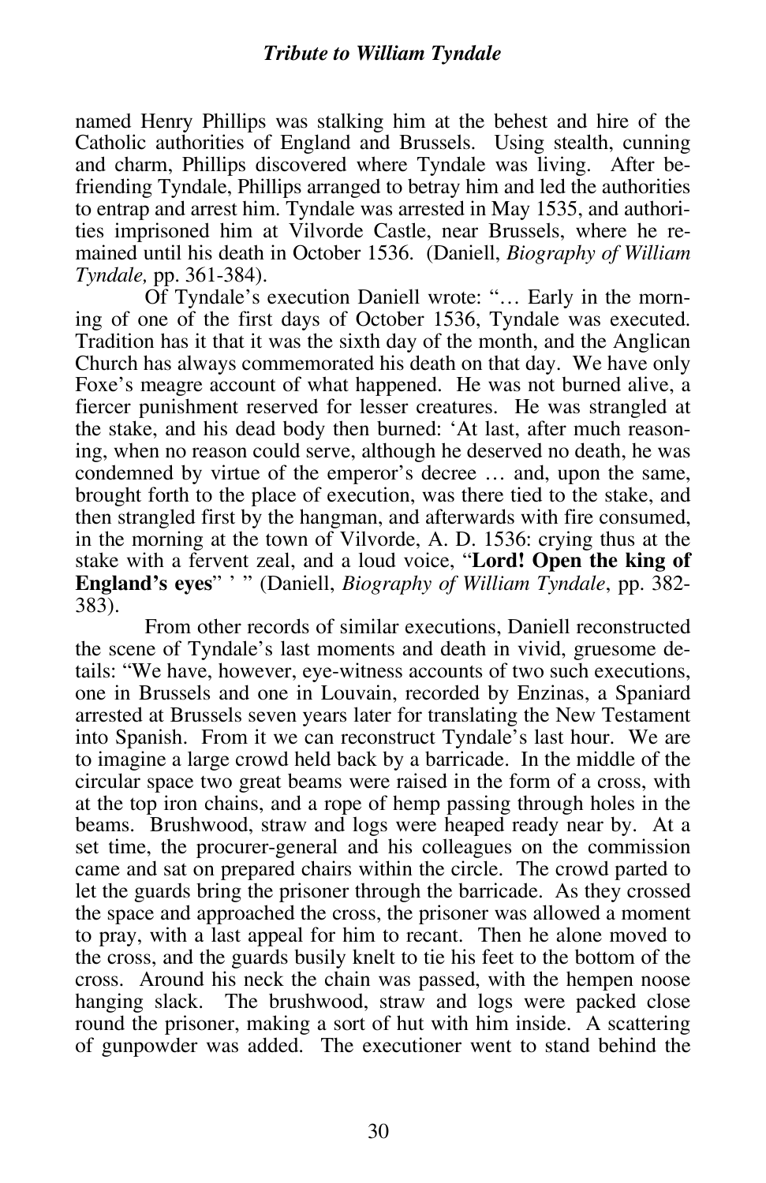named Henry Phillips was stalking him at the behest and hire of the Catholic authorities of England and Brussels. Using stealth, cunning and charm, Phillips discovered where Tyndale was living. After befriending Tyndale, Phillips arranged to betray him and led the authorities to entrap and arrest him. Tyndale was arrested in May 1535, and authorities imprisoned him at Vilvorde Castle, near Brussels, where he remained until his death in October 1536. (Daniell, *Biography of William Tyndale,* pp. 361-384).

Of Tyndale's execution Daniell wrote: "… Early in the morning of one of the first days of October 1536, Tyndale was executed. Tradition has it that it was the sixth day of the month, and the Anglican Church has always commemorated his death on that day. We have only Foxe's meagre account of what happened. He was not burned alive, a fiercer punishment reserved for lesser creatures. He was strangled at the stake, and his dead body then burned: 'At last, after much reasoning, when no reason could serve, although he deserved no death, he was condemned by virtue of the emperor's decree … and, upon the same, brought forth to the place of execution, was there tied to the stake, and then strangled first by the hangman, and afterwards with fire consumed, in the morning at the town of Vilvorde, A. D. 1536: crying thus at the stake with a fervent zeal, and a loud voice, "**Lord! Open the king of England's eyes**" ' " (Daniell, *Biography of William Tyndale*, pp. 382-383).

From other records of similar executions, Daniell reconstructed the scene of Tyndale's last moments and death in vivid, gruesome details: "We have, however, eye-witness accounts of two such executions, one in Brussels and one in Louvain, recorded by Enzinas, a Spaniard arrested at Brussels seven years later for translating the New Testament into Spanish. From it we can reconstruct Tyndale's last hour. We are to imagine a large crowd held back by a barricade. In the middle of the circular space two great beams were raised in the form of a cross, with at the top iron chains, and a rope of hemp passing through holes in the beams. Brushwood, straw and logs were heaped ready near by. At a set time, the procurer-general and his colleagues on the commission came and sat on prepared chairs within the circle. The crowd parted to let the guards bring the prisoner through the barricade. As they crossed the space and approached the cross, the prisoner was allowed a moment to pray, with a last appeal for him to recant. Then he alone moved to the cross, and the guards busily knelt to tie his feet to the bottom of the cross. Around his neck the chain was passed, with the hempen noose hanging slack. The brushwood, straw and logs were packed close round the prisoner, making a sort of hut with him inside. A scattering of gunpowder was added. The executioner went to stand behind the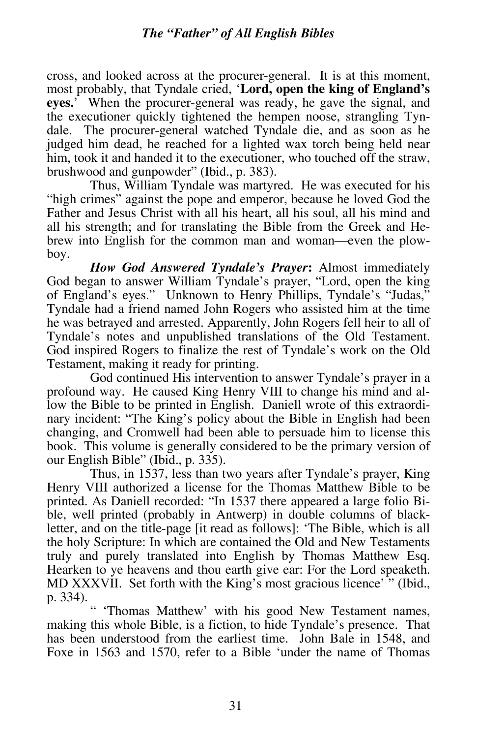cross, and looked across at the procurer-general. It is at this moment, most probably, that Tyndale cried, '**Lord, open the king of England's eyes.**' When the procurer-general was ready, he gave the signal, and the executioner quickly tightened the hempen noose, strangling Tyndale. The procurer-general watched Tyndale die, and as soon as he judged him dead, he reached for a lighted wax torch being held near him, took it and handed it to the executioner, who touched off the straw, brushwood and gunpowder" (Ibid., p. 383).

Thus, William Tyndale was martyred. He was executed for his "high crimes" against the pope and emperor, because he loved God the Father and Jesus Christ with all his heart, all his soul, all his mind and all his strength; and for translating the Bible from the Greek and Hebrew into English for the common man and woman—even the plowboy.

***How God Answered Tyndale's Prayer*:** Almost immediately God began to answer William Tyndale's prayer, "Lord, open the king of England's eyes." Unknown to Henry Phillips, Tyndale's "Judas," Tyndale had a friend named John Rogers who assisted him at the time he was betrayed and arrested. Apparently, John Rogers fell heir to all of Tyndale's notes and unpublished translations of the Old Testament. God inspired Rogers to finalize the rest of Tyndale's work on the Old Testament, making it ready for printing.

God continued His intervention to answer Tyndale's prayer in a profound way. He caused King Henry VIII to change his mind and allow the Bible to be printed in English. Daniell wrote of this extraordinary incident: "The King's policy about the Bible in English had been changing, and Cromwell had been able to persuade him to license this book. This volume is generally considered to be the primary version of our English Bible" (Ibid., p. 335).

Thus, in 1537, less than two years after Tyndale's prayer, King Henry VIII authorized a license for the Thomas Matthew Bible to be printed. As Daniell recorded: "In 1537 there appeared a large folio Bible, well printed (probably in Antwerp) in double columns of blackletter, and on the title-page [it read as follows]: 'The Bible, which is all the holy Scripture: In which are contained the Old and New Testaments truly and purely translated into English by Thomas Matthew Esq. Hearken to ye heavens and thou earth give ear: For the Lord speaketh. MD XXXVII. Set forth with the King's most gracious licence' " (Ibid., p. 334).

" 'Thomas Matthew' with his good New Testament names, making this whole Bible, is a fiction, to hide Tyndale's presence. That has been understood from the earliest time. John Bale in 1548, and Foxe in 1563 and 1570, refer to a Bible 'under the name of Thomas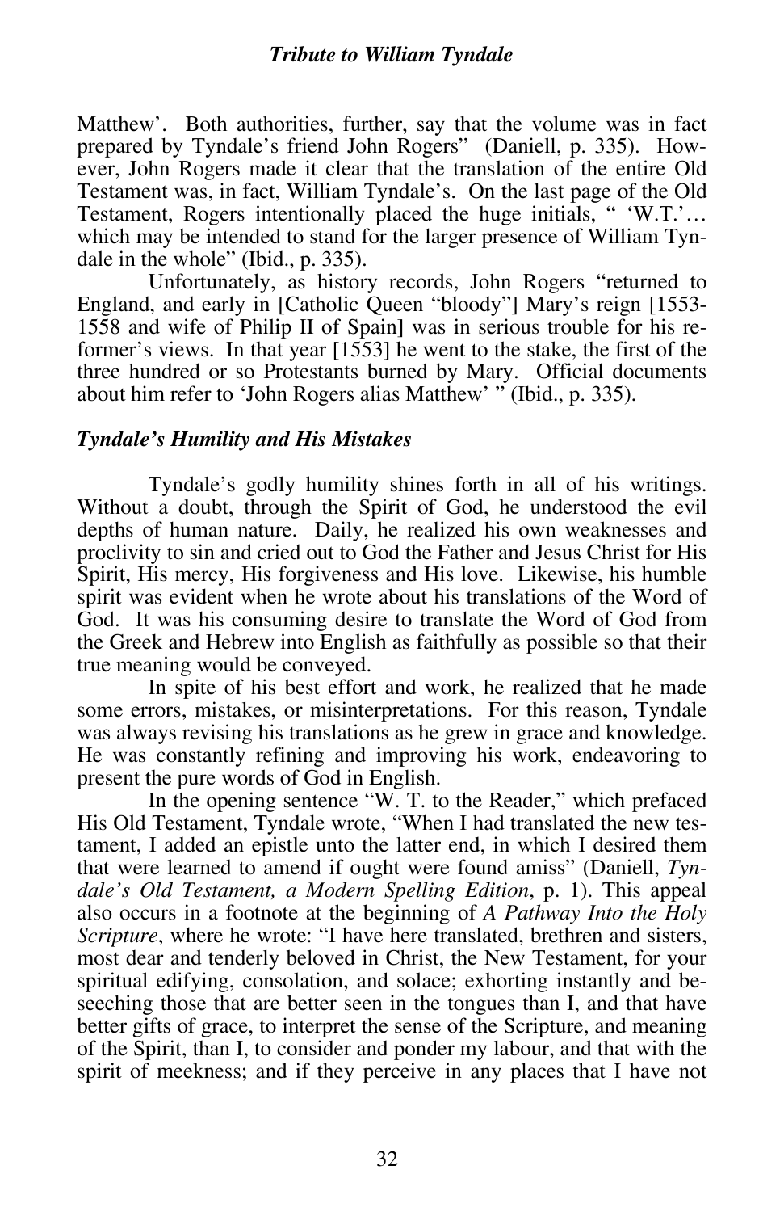Matthew'. Both authorities, further, say that the volume was in fact prepared by Tyndale's friend John Rogers" (Daniell, p. 335). However, John Rogers made it clear that the translation of the entire Old Testament was, in fact, William Tyndale's. On the last page of the Old Testament, Rogers intentionally placed the huge initials, " 'W.T.'… which may be intended to stand for the larger presence of William Tyndale in the whole" (Ibid., p. 335).

Unfortunately, as history records, John Rogers "returned to England, and early in [Catholic Queen "bloody"] Mary's reign [1553-1558 and wife of Philip II of Spain] was in serious trouble for his reformer's views. In that year [1553] he went to the stake, the first of the three hundred or so Protestants burned by Mary. Official documents about him refer to 'John Rogers alias Matthew' " (Ibid., p. 335).

### *Tyndale's Humility and His Mistakes*

Tyndale's godly humility shines forth in all of his writings. Without a doubt, through the Spirit of God, he understood the evil depths of human nature. Daily, he realized his own weaknesses and proclivity to sin and cried out to God the Father and Jesus Christ for His Spirit, His mercy, His forgiveness and His love. Likewise, his humble spirit was evident when he wrote about his translations of the Word of God. It was his consuming desire to translate the Word of God from the Greek and Hebrew into English as faithfully as possible so that their true meaning would be conveyed.

In spite of his best effort and work, he realized that he made some errors, mistakes, or misinterpretations. For this reason, Tyndale was always revising his translations as he grew in grace and knowledge. He was constantly refining and improving his work, endeavoring to present the pure words of God in English.

In the opening sentence "W. T. to the Reader," which prefaced His Old Testament, Tyndale wrote, "When I had translated the new testament, I added an epistle unto the latter end, in which I desired them that were learned to amend if ought were found amiss" (Daniell, *Tyndale's Old Testament, a Modern Spelling Edition*, p. 1). This appeal also occurs in a footnote at the beginning of *A Pathway Into the Holy Scripture*, where he wrote: "I have here translated, brethren and sisters, most dear and tenderly beloved in Christ, the New Testament, for your spiritual edifying, consolation, and solace; exhorting instantly and beseeching those that are better seen in the tongues than I, and that have better gifts of grace, to interpret the sense of the Scripture, and meaning of the Spirit, than I, to consider and ponder my labour, and that with the spirit of meekness; and if they perceive in any places that I have not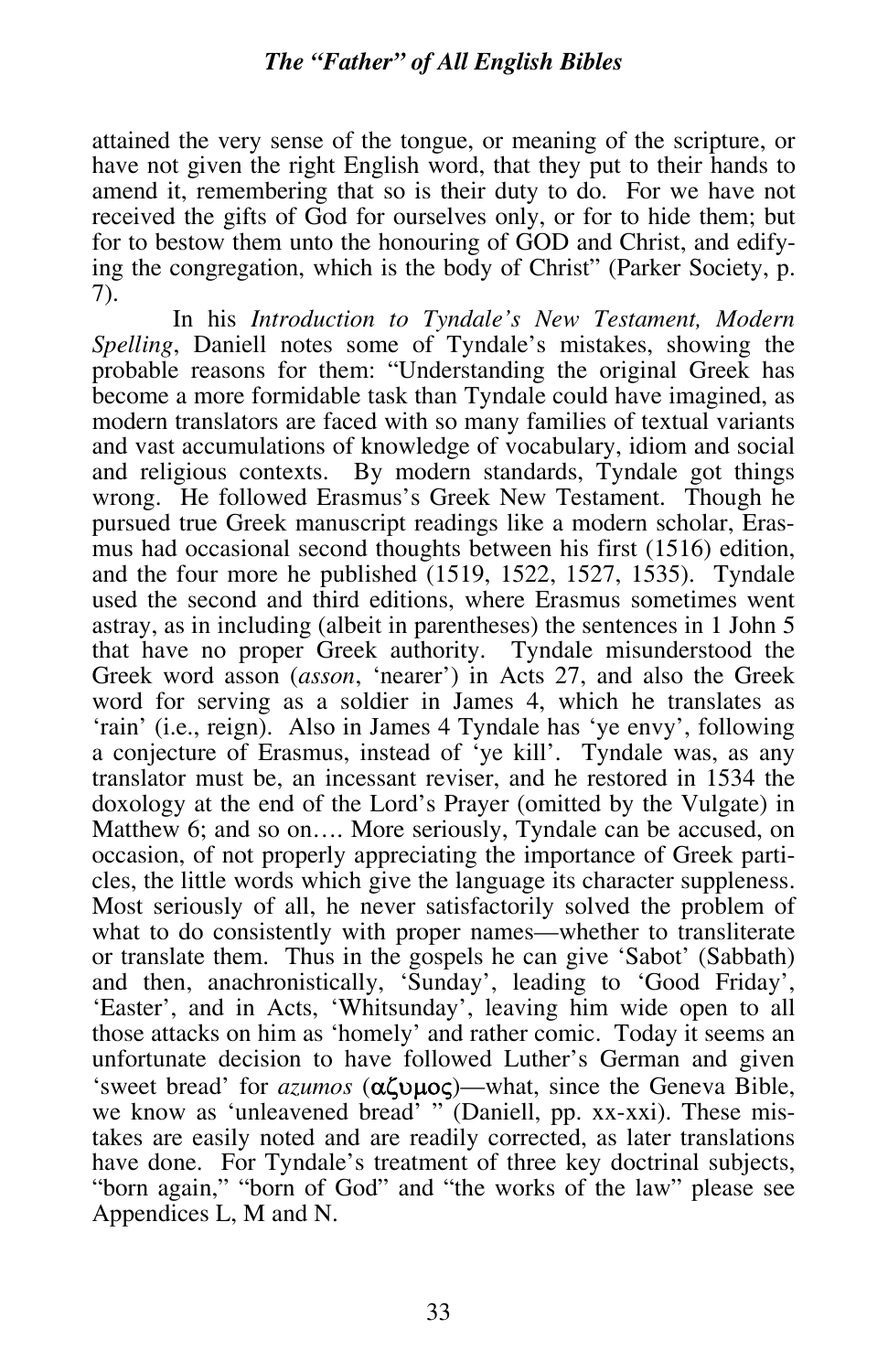attained the very sense of the tongue, or meaning of the scripture, or have not given the right English word, that they put to their hands to amend it, remembering that so is their duty to do. For we have not received the gifts of God for ourselves only, or for to hide them; but for to bestow them unto the honouring of GOD and Christ, and edifying the congregation, which is the body of Christ" (Parker Society, p. 7).

In his *Introduction to Tyndale's New Testament, Modern Spelling*, Daniell notes some of Tyndale's mistakes, showing the probable reasons for them: "Understanding the original Greek has become a more formidable task than Tyndale could have imagined, as modern translators are faced with so many families of textual variants and vast accumulations of knowledge of vocabulary, idiom and social and religious contexts. By modern standards, Tyndale got things wrong. He followed Erasmus's Greek New Testament. Though he pursued true Greek manuscript readings like a modern scholar, Erasmus had occasional second thoughts between his first (1516) edition, and the four more he published (1519, 1522, 1527, 1535). Tyndale used the second and third editions, where Erasmus sometimes went astray, as in including (albeit in parentheses) the sentences in 1 John 5 that have no proper Greek authority. Tyndale misunderstood the Greek word asson (*asson*, 'nearer') in Acts 27, and also the Greek word for serving as a soldier in James 4, which he translates as 'rain' (i.e., reign). Also in James 4 Tyndale has 'ye envy', following a conjecture of Erasmus, instead of 'ye kill'. Tyndale was, as any translator must be, an incessant reviser, and he restored in 1534 the doxology at the end of the Lord's Prayer (omitted by the Vulgate) in Matthew 6; and so on…. More seriously, Tyndale can be accused, on occasion, of not properly appreciating the importance of Greek particles, the little words which give the language its character suppleness. Most seriously of all, he never satisfactorily solved the problem of what to do consistently with proper names—whether to transliterate or translate them. Thus in the gospels he can give 'Sabot' (Sabbath) and then, anachronistically, 'Sunday', leading to 'Good Friday', 'Easter', and in Acts, 'Whitsunday', leaving him wide open to all those attacks on him as 'homely' and rather comic. Today it seems an unfortunate decision to have followed Luther's German and given 'sweet bread' for *azumos* (αζυμος)—what, since the Geneva Bible, we know as 'unleavened bread' " (Daniell, pp. xx-xxi). These mistakes are easily noted and are readily corrected, as later translations have done. For Tyndale's treatment of three key doctrinal subjects, "born again," "born of God" and "the works of the law" please see Appendices L, M and N.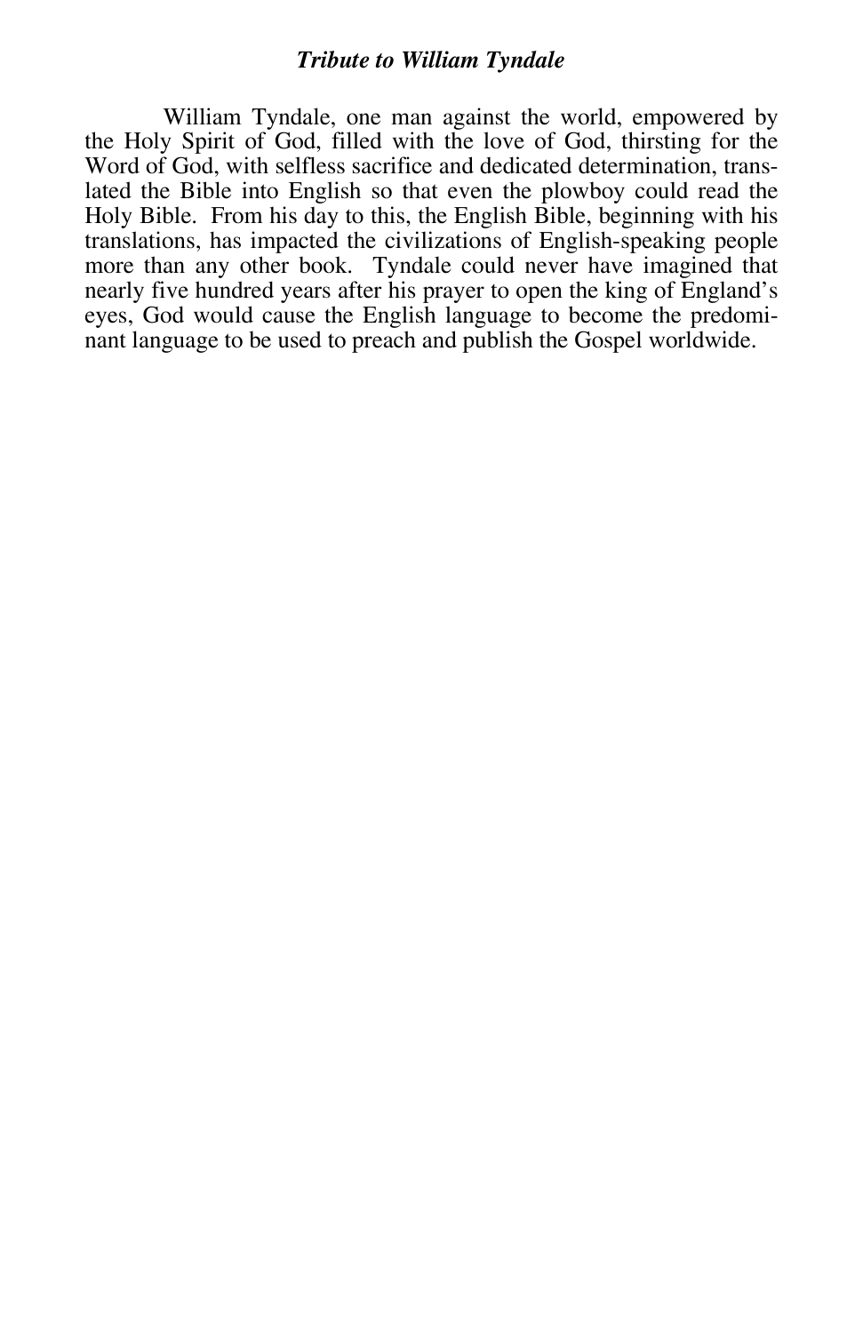## *Tribute to William Tyndale*

William Tyndale, one man against the world, empowered by the Holy Spirit of God, filled with the love of God, thirsting for the Word of God, with selfless sacrifice and dedicated determination, translated the Bible into English so that even the plowboy could read the Holy Bible. From his day to this, the English Bible, beginning with his translations, has impacted the civilizations of English-speaking people more than any other book. Tyndale could never have imagined that nearly five hundred years after his prayer to open the king of England's eyes, God would cause the English language to become the predominant language to be used to preach and publish the Gospel worldwide.